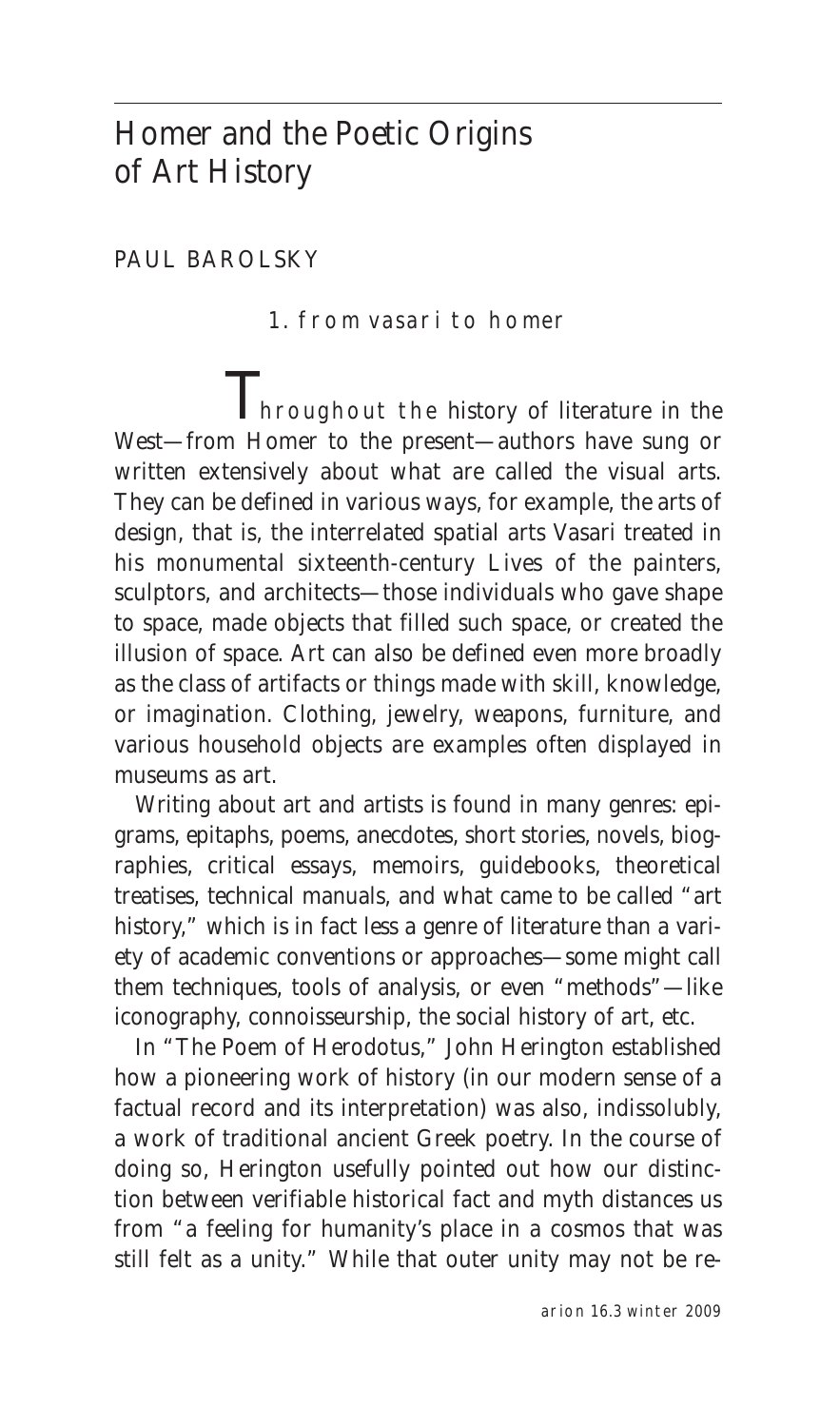# Homer and the Poetic Origins of Art History

PAUL BAROLSKY

## 1. from vasari to homer

Throughout the history of literature in the West—from Homer to the present—authors have sung or written extensively about what are called the visual arts. They can be defined in various ways, for example, the arts of design, that is, the interrelated spatial arts Vasari treated in his monumental sixteenth-century Lives of the painters, sculptors, and architects—those individuals who gave shape to space, made objects that filled such space, or created the illusion of space. Art can also be defined even more broadly as the class of artifacts or things made with skill, knowledge, or imagination. Clothing, jewelry, weapons, furniture, and various household objects are examples often displayed in museums as art.

Writing about art and artists is found in many genres: epigrams, epitaphs, poems, anecdotes, short stories, novels, biographies, critical essays, memoirs, guidebooks, theoretical treatises, technical manuals, and what came to be called "art history," which is in fact less a genre of literature than a variety of academic conventions or approaches—some might call them techniques, tools of analysis, or even "methods"—like iconography, connoisseurship, the social history of art, etc.

In "The Poem of Herodotus," John Herington established how a pioneering work of history (in our modern sense of a factual record and its interpretation) was also, indissolubly, a work of traditional ancient Greek poetry. In the course of doing so, Herington usefully pointed out how our distinction between verifiable historical fact and myth distances us from "a feeling for humanity's place in a cosmos that was still felt as a unity." While that outer unity may not be re-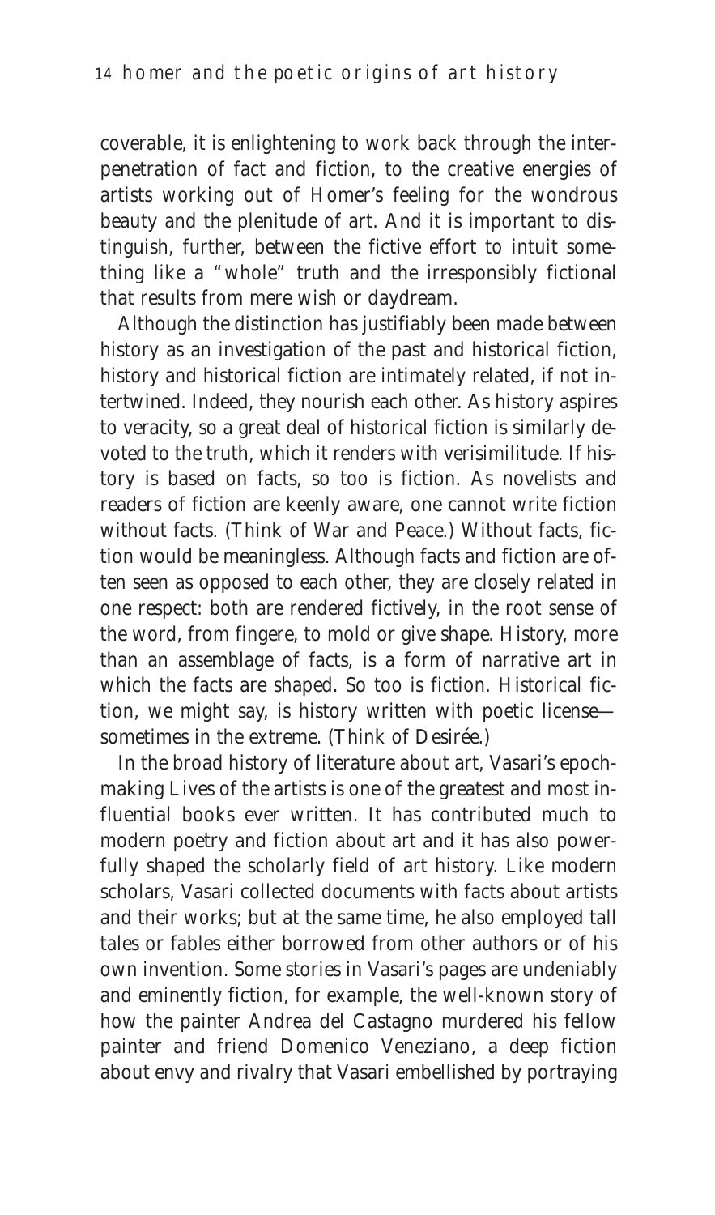coverable, it is enlightening to work back through the interpenetration of fact and fiction, to the creative energies of artists working out of Homer's feeling for the wondrous beauty and the plenitude of art. And it is important to distinguish, further, between the fictive effort to intuit something like a "whole" truth and the irresponsibly fictional that results from mere wish or daydream.

Although the distinction has justifiably been made between history as an investigation of the past and historical fiction, history and historical fiction are intimately related, if not intertwined. Indeed, they nourish each other. As history aspires to veracity, so a great deal of historical fiction is similarly devoted to the truth, which it renders with verisimilitude. If history is based on facts, so too is fiction. As novelists and readers of fiction are keenly aware, one cannot write fiction without facts. (Think of *War and Peace*.) Without facts, fiction would be meaningless. Although facts and fiction are often seen as opposed to each other, they are closely related in one respect: both are rendered fictively, in the root sense of the word, from *fingere*, to mold or give shape. History, more than an assemblage of facts, is a form of narrative art in which the facts are shaped. So too is fiction. Historical fiction, we might say, is history written with poetic license—sometimes in the extreme. (Think of *Desirée*.)

In the broad history of literature about art, Vasari's epoch-making *Lives* of the artists is one of the greatest and most influential books ever written. It has contributed much to modern poetry and fiction about art and it has also powerfully shaped the scholarly field of art history. Like modern scholars, Vasari collected documents with facts about artists and their works; but at the same time, he also employed tall tales or fables either borrowed from other authors or of his own invention. Some stories in Vasari's pages are undeniably and eminently fiction, for example, the well-known story of how the painter Andrea del Castagno murdered his fellow painter and friend Domenico Veneziano, a deep fiction about envy and rivalry that Vasari embellished by portraying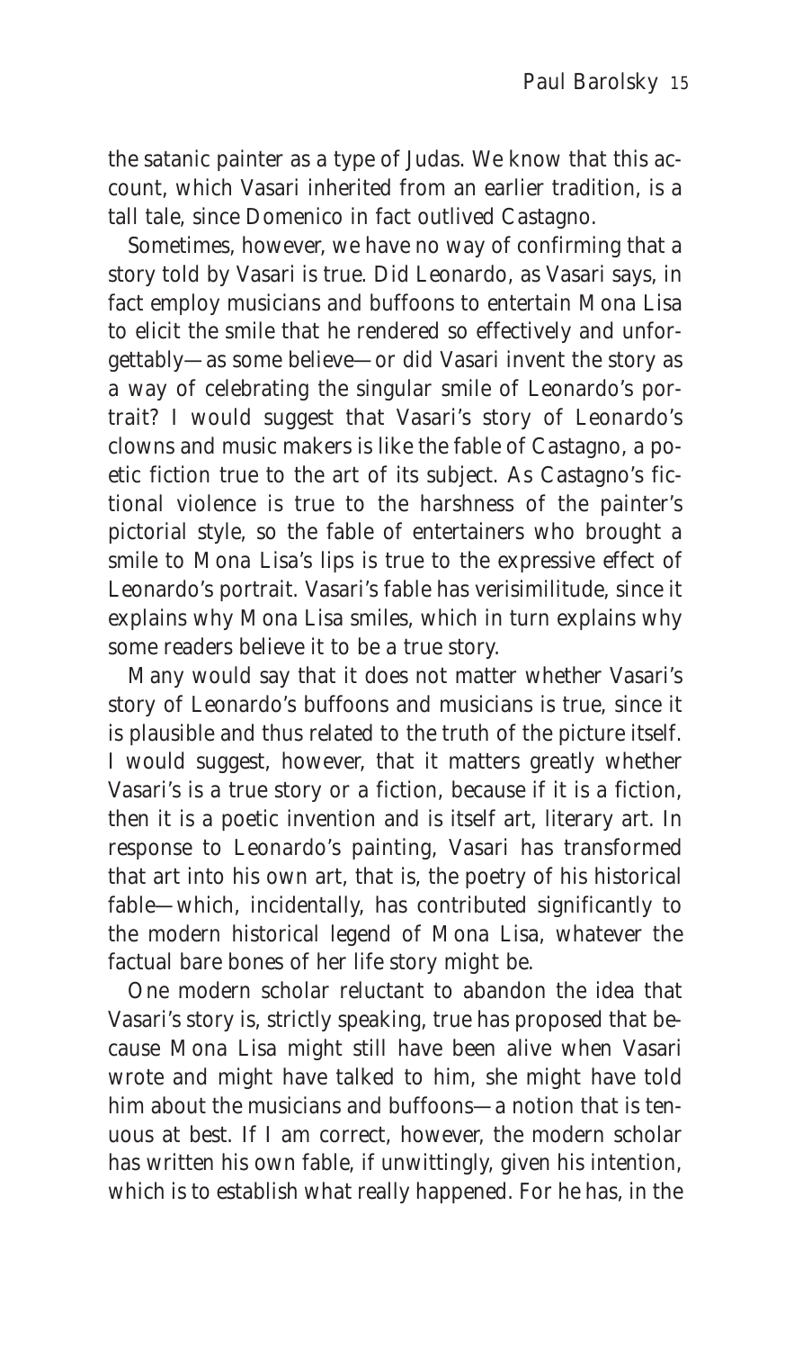the satanic painter as a type of Judas. We know that this account, which Vasari inherited from an earlier tradition, is a tall tale, since Domenico in fact outlived Castagno.

Sometimes, however, we have no way of confirming that a story told by Vasari is true. Did Leonardo, as Vasari says, in fact employ musicians and buffoons to entertain Mona Lisa to elicit the smile that he rendered so effectively and unforgettably—as some believe—or did Vasari invent the story as a way of celebrating the singular smile of Leonardo's portrait? I would suggest that Vasari's story of Leonardo's clowns and music makers is like the fable of Castagno, a poetic fiction true to the art of its subject. As Castagno's fictional violence is true to the harshness of the painter's pictorial style, so the fable of entertainers who brought a smile to Mona Lisa's lips is true to the expressive effect of Leonardo's portrait. Vasari's fable has verisimilitude, since it explains why Mona Lisa smiles, which in turn explains why some readers believe it to be a true story.

Many would say that it does not matter whether Vasari's story of Leonardo's buffoons and musicians is true, since it is plausible and thus related to the truth of the picture itself. I would suggest, however, that it matters greatly whether Vasari's is a true story or a fiction, because if it is a fiction, then it is a poetic invention and is itself art, literary art. In response to Leonardo's painting, Vasari has transformed that art into his own art, that is, the poetry of his historical fable—which, incidentally, has contributed significantly to the modern historical legend of Mona Lisa, whatever the factual bare bones of her life story might be.

One modern scholar reluctant to abandon the idea that Vasari's story is, strictly speaking, true has proposed that because Mona Lisa might still have been alive when Vasari wrote and might have talked to him, she might have told him about the musicians and buffoons—a notion that is tenuous at best. If I am correct, however, the modern scholar has written his own fable, if unwittingly, given his intention, which is to establish what really happened. For he has, in the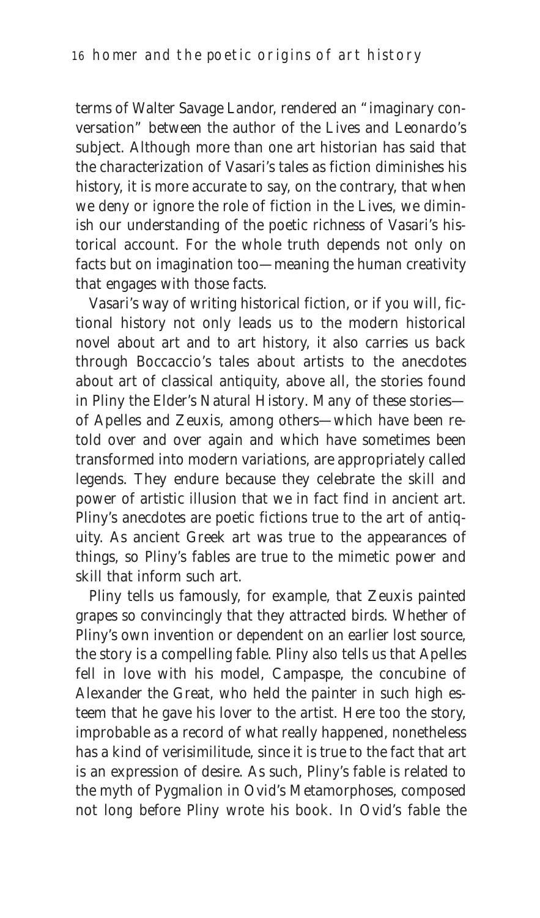terms of Walter Savage Landor, rendered an "imaginary conversation" between the author of the Lives and Leonardo's subject. Although more than one art historian has said that the characterization of Vasari's tales as fiction diminishes his history, it is more accurate to say, on the contrary, that when we deny or ignore the role of fiction in the Lives, we diminish our understanding of the poetic richness of Vasari's historical account. For the whole truth depends not only on facts but on imagination too—meaning the human creativity that engages with those facts.

Vasari's way of writing historical fiction, or if you will, fictional history not only leads us to the modern historical novel about art and to art history, it also carries us back through Boccaccio's tales about artists to the anecdotes about art of classical antiquity, above all, the stories found in Pliny the Elder's Natural History. Many of these stories—of Apelles and Zeuxis, among others—which have been retold over and over again and which have sometimes been transformed into modern variations, are appropriately called legends. They endure because they celebrate the skill and power of artistic illusion that we in fact find in ancient art. Pliny's anecdotes are poetic fictions true to the art of antiquity. As ancient Greek art was true to the appearances of things, so Pliny's fables are true to the mimetic power and skill that inform such art.

Pliny tells us famously, for example, that Zeuxis painted grapes so convincingly that they attracted birds. Whether of Pliny's own invention or dependent on an earlier lost source, the story is a compelling fable. Pliny also tells us that Apelles fell in love with his model, Campaspe, the concubine of Alexander the Great, who held the painter in such high esteem that he gave his lover to the artist. Here too the story, improbable as a record of what really happened, nonetheless has a kind of verisimilitude, since it is true to the fact that art is an expression of desire. As such, Pliny's fable is related to the myth of Pygmalion in Ovid's Metamorphoses, composed not long before Pliny wrote his book. In Ovid's fable the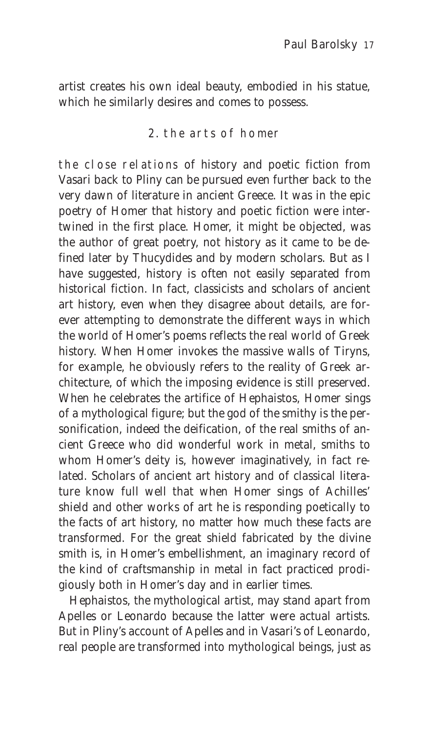artist creates his own ideal beauty, embodied in his statue, which he similarly desires and comes to possess.

## 2. the arts of homer

the close relations of history and poetic fiction from Vasari back to Pliny can be pursued even further back to the very dawn of literature in ancient Greece. It was in the epic poetry of Homer that history and poetic fiction were intertwined in the first place. Homer, it might be objected, was the author of great poetry, not history as it came to be defined later by Thucydides and by modern scholars. But as I have suggested, history is often not easily separated from historical fiction. In fact, classicists and scholars of ancient art history, even when they disagree about details, are forever attempting to demonstrate the different ways in which the world of Homer's poems reflects the real world of Greek history. When Homer invokes the massive walls of Tiryns, for example, he obviously refers to the reality of Greek architecture, of which the imposing evidence is still preserved. When he celebrates the artifice of Hephaistos, Homer sings of a mythological figure; but the god of the smithy is the personification, indeed the deification, of the real smiths of ancient Greece who did wonderful work in metal, smiths to whom Homer's deity is, however imaginatively, in fact related. Scholars of ancient art history and of classical literature know full well that when Homer sings of Achilles' shield and other works of art he is responding poetically to the facts of art history, no matter how much these facts are transformed. For the great shield fabricated by the divine smith is, in Homer's embellishment, an imaginary record of the kind of craftsmanship in metal in fact practiced prodigiously both in Homer's day and in earlier times.

Hephaistos, the mythological artist, may stand apart from Apelles or Leonardo because the latter were actual artists. But in Pliny's account of Apelles and in Vasari's of Leonardo, real people are transformed into mythological beings, just as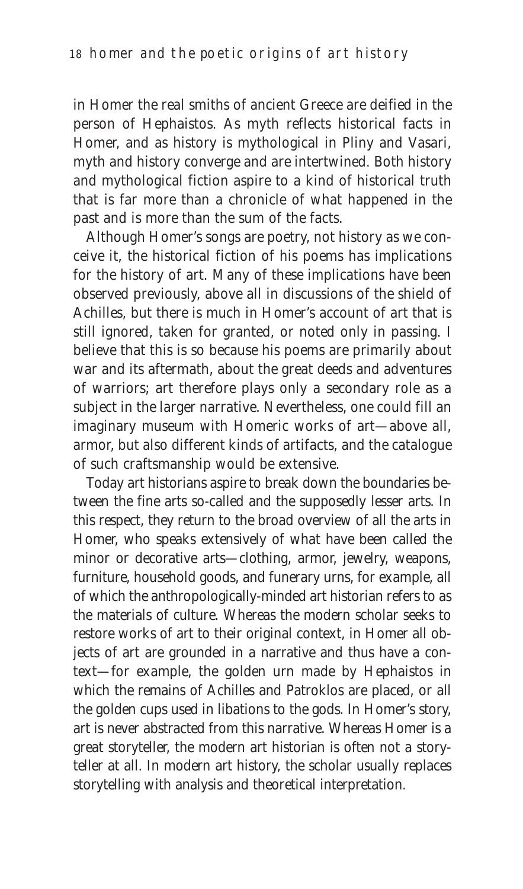in Homer the real smiths of ancient Greece are deified in the person of Hephaistos. As myth reflects historical facts in Homer, and as history is mythological in Pliny and Vasari, myth and history converge and are intertwined. Both history and mythological fiction aspire to a kind of historical truth that is far more than a chronicle of what happened in the past and is more than the sum of the facts.

Although Homer's songs are poetry, not history as we conceive it, the historical fiction of his poems has implications for the history of art. Many of these implications have been observed previously, above all in discussions of the shield of Achilles, but there is much in Homer's account of art that is still ignored, taken for granted, or noted only in passing. I believe that this is so because his poems are primarily about war and its aftermath, about the great deeds and adventures of warriors; art therefore plays only a secondary role as a subject in the larger narrative. Nevertheless, one could fill an imaginary museum with Homeric works of art—above all, armor, but also different kinds of artifacts, and the catalogue of such craftsmanship would be extensive.

Today art historians aspire to break down the boundaries between the fine arts so-called and the supposedly lesser arts. In this respect, they return to the broad overview of all the arts in Homer, who speaks extensively of what have been called the minor or decorative arts—clothing, armor, jewelry, weapons, furniture, household goods, and funerary urns, for example, all of which the anthropologically-minded art historian refers to as the materials of culture. Whereas the modern scholar seeks to restore works of art to their original context, in Homer all objects of art are grounded in a narrative and thus have a context—for example, the golden urn made by Hephaistos in which the remains of Achilles and Patroklos are placed, or all the golden cups used in libations to the gods. In Homer's story, art is never abstracted from this narrative. Whereas Homer is a great storyteller, the modern art historian is often not a storyteller at all. In modern art history, the scholar usually replaces storytelling with analysis and theoretical interpretation.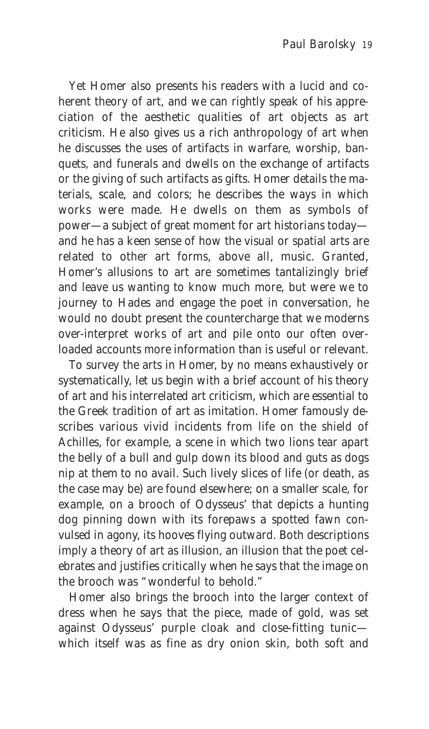Yet Homer also presents his readers with a lucid and coherent theory of art, and we can rightly speak of his appreciation of the aesthetic qualities of art objects as art criticism. He also gives us a rich anthropology of art when he discusses the uses of artifacts in warfare, worship, banquets, and funerals and dwells on the exchange of artifacts or the giving of such artifacts as gifts. Homer details the materials, scale, and colors; he describes the ways in which works were made. He dwells on them as symbols of power—a subject of great moment for art historians today—and he has a keen sense of how the visual or spatial arts are related to other art forms, above all, music. Granted, Homer's allusions to art are sometimes tantalizingly brief and leave us wanting to know much more, but were we to journey to Hades and engage the poet in conversation, he would no doubt present the countercharge that we moderns over-interpret works of art and pile onto our often overloaded accounts more information than is useful or relevant.

To survey the arts in Homer, by no means exhaustively or systematically, let us begin with a brief account of his theory of art and his interrelated art criticism, which are essential to the Greek tradition of art as imitation. Homer famously describes various vivid incidents from life on the shield of Achilles, for example, a scene in which two lions tear apart the belly of a bull and gulp down its blood and guts as dogs nip at them to no avail. Such lively slices of life (or death, as the case may be) are found elsewhere; on a smaller scale, for example, on a brooch of Odysseus' that depicts a hunting dog pinning down with its forepaws a spotted fawn convulsed in agony, its hooves flying outward. Both descriptions imply a theory of art as illusion, an illusion that the poet celebrates and justifies critically when he says that the image on the brooch was "wonderful to behold."

Homer also brings the brooch into the larger context of dress when he says that the piece, made of gold, was set against Odysseus' purple cloak and close-fitting tunic—which itself was as fine as dry onion skin, both soft and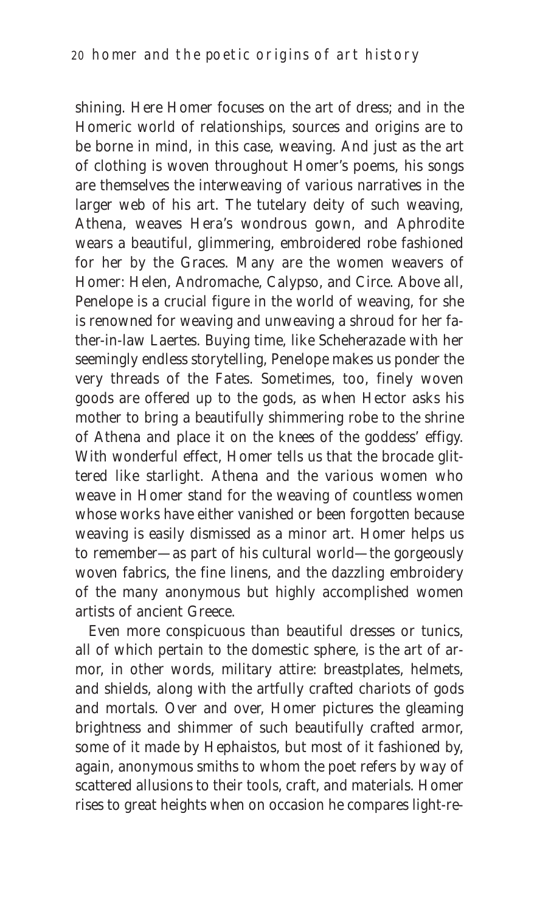shining. Here Homer focuses on the art of dress; and in the Homeric world of relationships, sources and origins are to be borne in mind, in this case, weaving. And just as the art of clothing is woven throughout Homer's poems, his songs are themselves the interweaving of various narratives in the larger web of his art. The tutelary deity of such weaving, Athena, weaves Hera's wondrous gown, and Aphrodite wears a beautiful, glimmering, embroidered robe fashioned for her by the Graces. Many are the women weavers of Homer: Helen, Andromache, Calypso, and Circe. Above all, Penelope is a crucial figure in the world of weaving, for she is renowned for weaving and unweaving a shroud for her father-in-law Laertes. Buying time, like Scheherazade with her seemingly endless storytelling, Penelope makes us ponder the very threads of the Fates. Sometimes, too, finely woven goods are offered up to the gods, as when Hector asks his mother to bring a beautifully shimmering robe to the shrine of Athena and place it on the knees of the goddess' effigy. With wonderful effect, Homer tells us that the brocade glittered like starlight. Athena and the various women who weave in Homer stand for the weaving of countless women whose works have either vanished or been forgotten because weaving is easily dismissed as a minor art. Homer helps us to remember—as part of his cultural world—the gorgeously woven fabrics, the fine linens, and the dazzling embroidery of the many anonymous but highly accomplished women artists of ancient Greece.

Even more conspicuous than beautiful dresses or tunics, all of which pertain to the domestic sphere, is the art of armor, in other words, military attire: breastplates, helmets, and shields, along with the artfully crafted chariots of gods and mortals. Over and over, Homer pictures the gleaming brightness and shimmer of such beautifully crafted armor, some of it made by Hephaistos, but most of it fashioned by, again, anonymous smiths to whom the poet refers by way of scattered allusions to their tools, craft, and materials. Homer rises to great heights when on occasion he compares light-re-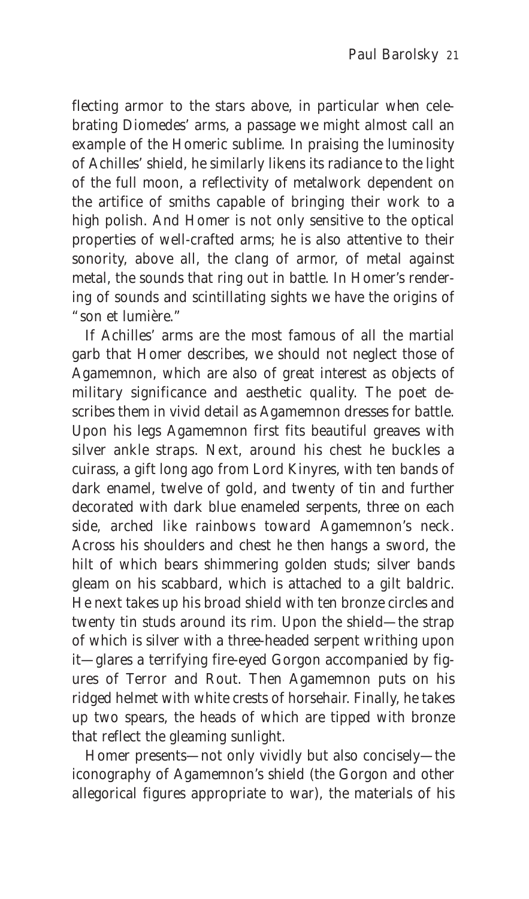flecting armor to the stars above, in particular when celebrating Diomedes' arms, a passage we might almost call an example of the Homeric sublime. In praising the luminosity of Achilles' shield, he similarly likens its radiance to the light of the full moon, a reflectivity of metalwork dependent on the artifice of smiths capable of bringing their work to a high polish. And Homer is not only sensitive to the optical properties of well-crafted arms; he is also attentive to their sonority, above all, the clang of armor, of metal against metal, the sounds that ring out in battle. In Homer's rendering of sounds and scintillating sights we have the origins of "son et lumière."

If Achilles' arms are the most famous of all the martial garb that Homer describes, we should not neglect those of Agamemnon, which are also of great interest as objects of military significance and aesthetic quality. The poet describes them in vivid detail as Agamemnon dresses for battle. Upon his legs Agamemnon first fits beautiful greaves with silver ankle straps. Next, around his chest he buckles a cuirass, a gift long ago from Lord Kinyres, with ten bands of dark enamel, twelve of gold, and twenty of tin and further decorated with dark blue enameled serpents, three on each side, arched like rainbows toward Agamemnon's neck. Across his shoulders and chest he then hangs a sword, the hilt of which bears shimmering golden studs; silver bands gleam on his scabbard, which is attached to a gilt baldric. He next takes up his broad shield with ten bronze circles and twenty tin studs around its rim. Upon the shield—the strap of which is silver with a three-headed serpent writhing upon it—glares a terrifying fire-eyed Gorgon accompanied by figures of Terror and Rout. Then Agamemnon puts on his ridged helmet with white crests of horsehair. Finally, he takes up two spears, the heads of which are tipped with bronze that reflect the gleaming sunlight.

Homer presents—not only vividly but also concisely—the iconography of Agamemnon's shield (the Gorgon and other allegorical figures appropriate to war), the materials of his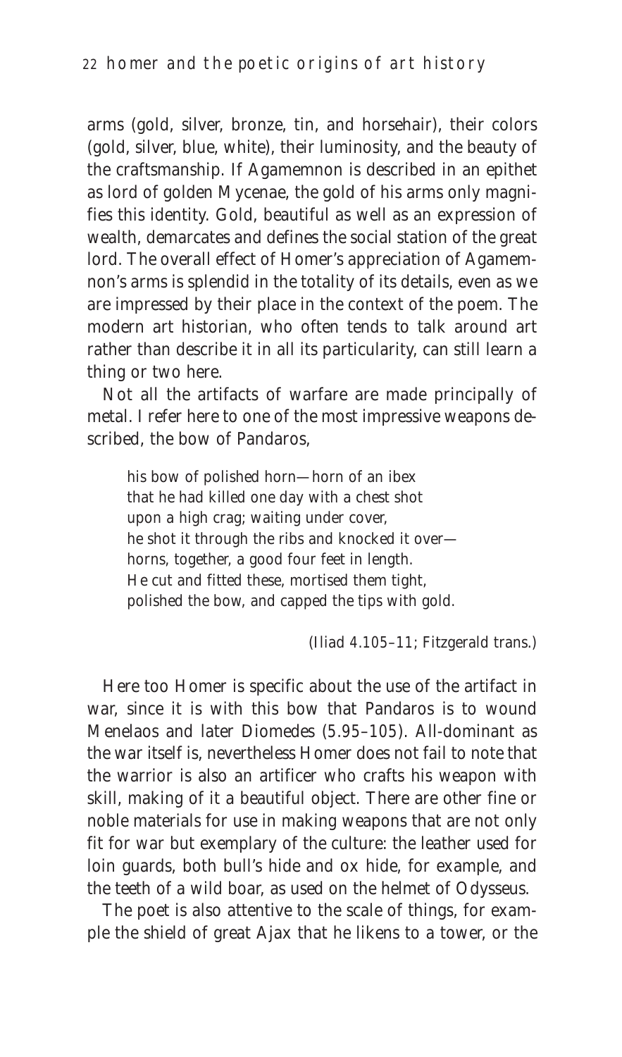arms (gold, silver, bronze, tin, and horsehair), their colors (gold, silver, blue, white), their luminosity, and the beauty of the craftsmanship. If Agamemnon is described in an epithet as lord of golden Mycenae, the gold of his arms only magnifies this identity. Gold, beautiful as well as an expression of wealth, demarcates and defines the social station of the great lord. The overall effect of Homer's appreciation of Agamemnon's arms is splendid in the totality of its details, even as we are impressed by their place in the context of the poem. The modern art historian, who often tends to talk around art rather than describe it in all its particularity, can still learn a thing or two here.

Not all the artifacts of warfare are made principally of metal. I refer here to one of the most impressive weapons described, the bow of Pandaros,

> his bow of polished horn—horn of an ibex
> that he had killed one day with a chest shot
> upon a high crag; waiting under cover,
> he shot it through the ribs and knocked it over—
> horns, together, a good four feet in length.
> He cut and fitted these, mortised them tight,
> polished the bow, and capped the tips with gold.
>
> (*Iliad* 4.105–11; Fitzgerald trans.)

Here too Homer is specific about the use of the artifact in war, since it is with this bow that Pandaros is to wound Menelaos and later Diomedes (5.95–105). All-dominant as the war itself is, nevertheless Homer does not fail to note that the warrior is also an artificer who crafts his weapon with skill, making of it a beautiful object. There are other fine or noble materials for use in making weapons that are not only fit for war but exemplary of the culture: the leather used for loin guards, both bull's hide and ox hide, for example, and the teeth of a wild boar, as used on the helmet of Odysseus.

The poet is also attentive to the scale of things, for example the shield of great Ajax that he likens to a tower, or the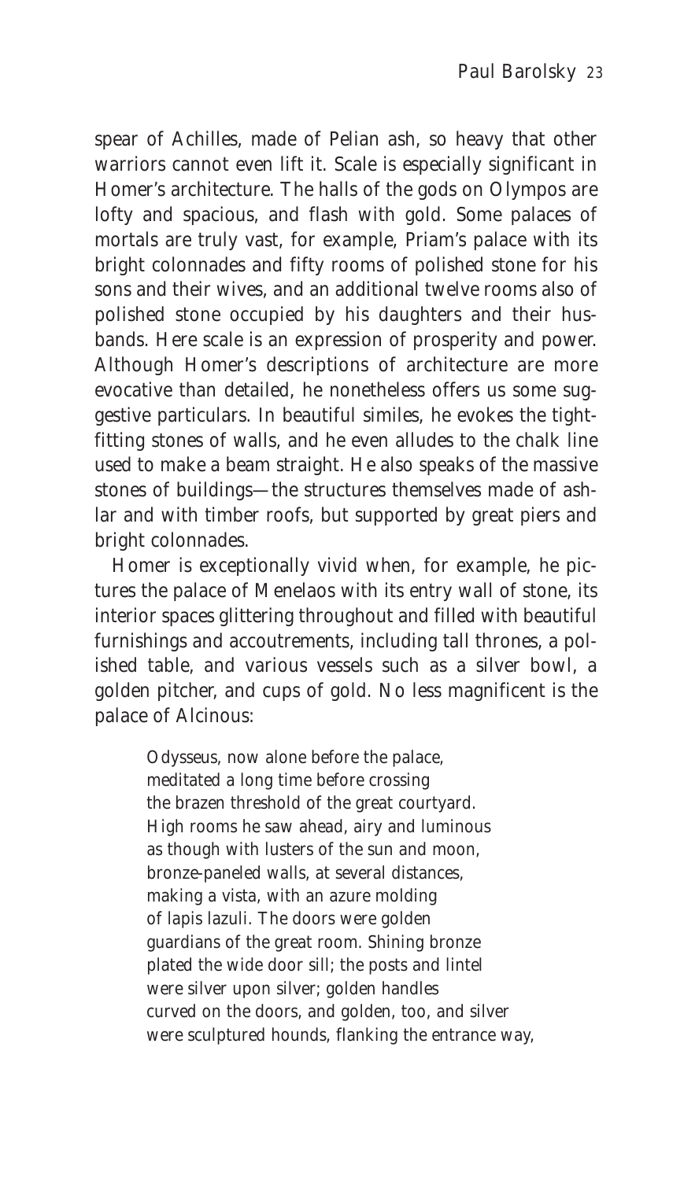spear of Achilles, made of Pelian ash, so heavy that other warriors cannot even lift it. Scale is especially significant in Homer's architecture. The halls of the gods on Olympos are lofty and spacious, and flash with gold. Some palaces of mortals are truly vast, for example, Priam's palace with its bright colonnades and fifty rooms of polished stone for his sons and their wives, and an additional twelve rooms also of polished stone occupied by his daughters and their husbands. Here scale is an expression of prosperity and power. Although Homer's descriptions of architecture are more evocative than detailed, he nonetheless offers us some suggestive particulars. In beautiful similes, he evokes the tight-fitting stones of walls, and he even alludes to the chalk line used to make a beam straight. He also speaks of the massive stones of buildings—the structures themselves made of ashlar and with timber roofs, but supported by great piers and bright colonnades.

Homer is exceptionally vivid when, for example, he pictures the palace of Menelaos with its entry wall of stone, its interior spaces glittering throughout and filled with beautiful furnishings and accoutrements, including tall thrones, a polished table, and various vessels such as a silver bowl, a golden pitcher, and cups of gold. No less magnificent is the palace of Alcinous:

> Odysseus, now alone before the palace,
> meditated a long time before crossing
> the brazen threshold of the great courtyard.
> High rooms he saw ahead, airy and luminous
> as though with lusters of the sun and moon,
> bronze-paneled walls, at several distances,
> making a vista, with an azure molding
> of lapis lazuli. The doors were golden
> guardians of the great room. Shining bronze
> plated the wide door sill; the posts and lintel
> were silver upon silver; golden handles
> curved on the doors, and golden, too, and silver
> were sculptured hounds, flanking the entrance way,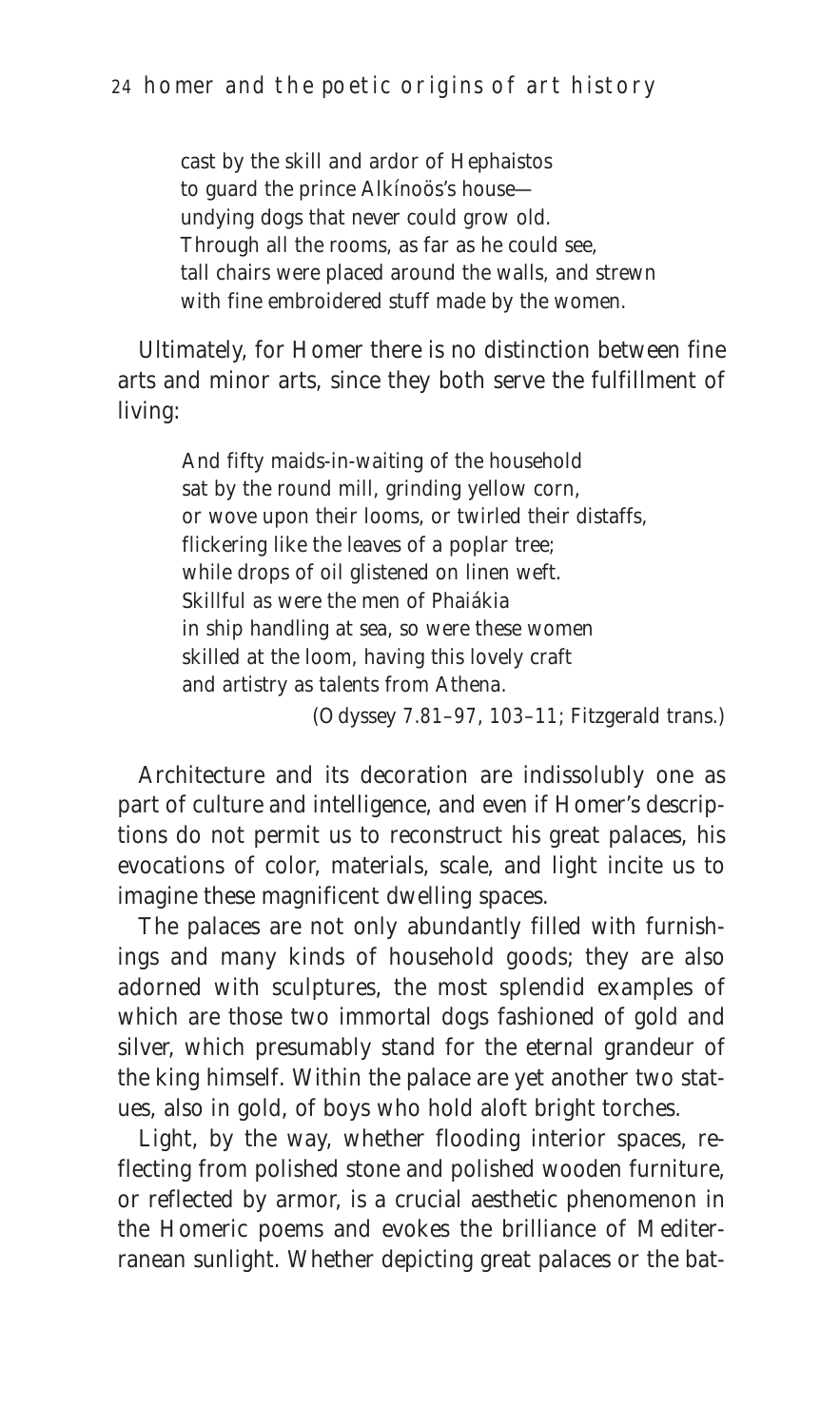> cast by the skill and ardor of Hephaistos
> to guard the prince Alkínoös's house—
> undying dogs that never could grow old.
> Through all the rooms, as far as he could see,
> tall chairs were placed around the walls, and strewn
> with fine embroidered stuff made by the women.

Ultimately, for Homer there is no distinction between fine arts and minor arts, since they both serve the fulfillment of living:

> And fifty maids-in-waiting of the household
> sat by the round mill, grinding yellow corn,
> or wove upon their looms, or twirled their distaffs,
> flickering like the leaves of a poplar tree;
> while drops of oil glistened on linen weft.
> Skillful as were the men of Phaiákia
> in ship handling at sea, so were these women
> skilled at the loom, having this lovely craft
> and artistry as talents from Athena.
>
> (*Odyssey* 7.81–97, 103–11; Fitzgerald trans.)

Architecture and its decoration are indissolubly one as part of culture and intelligence, and even if Homer's descriptions do not permit us to reconstruct his great palaces, his evocations of color, materials, scale, and light incite us to imagine these magnificent dwelling spaces.

The palaces are not only abundantly filled with furnishings and many kinds of household goods; they are also adorned with sculptures, the most splendid examples of which are those two immortal dogs fashioned of gold and silver, which presumably stand for the eternal grandeur of the king himself. Within the palace are yet another two statues, also in gold, of boys who hold aloft bright torches.

Light, by the way, whether flooding interior spaces, reflecting from polished stone and polished wooden furniture, or reflected by armor, is a crucial aesthetic phenomenon in the Homeric poems and evokes the brilliance of Mediterranean sunlight. Whether depicting great palaces or the bat-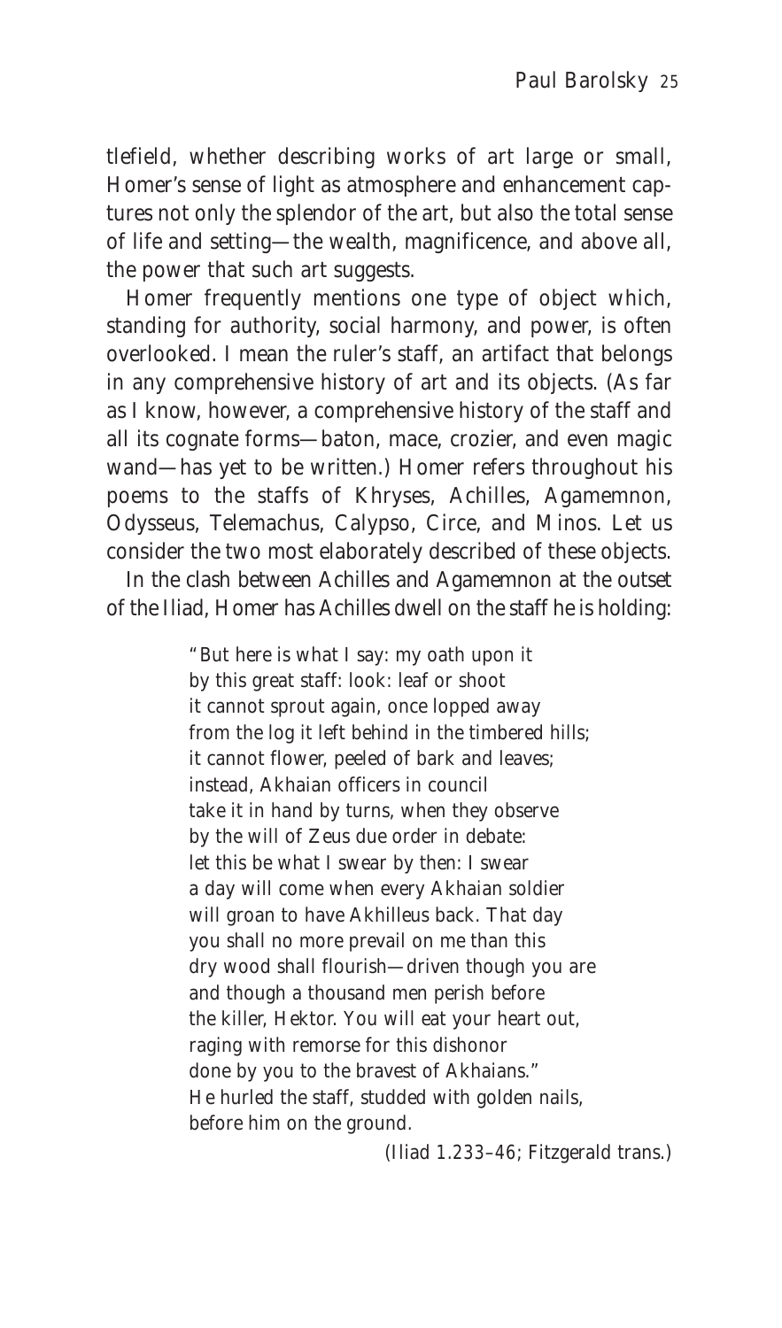tlefield, whether describing works of art large or small, Homer's sense of light as atmosphere and enhancement captures not only the splendor of the art, but also the total sense of life and setting—the wealth, magnificence, and above all, the power that such art suggests.

Homer frequently mentions one type of object which, standing for authority, social harmony, and power, is often overlooked. I mean the ruler's staff, an artifact that belongs in any comprehensive history of art and its objects. (As far as I know, however, a comprehensive history of the staff and all its cognate forms—baton, mace, crozier, and even magic wand—has yet to be written.) Homer refers throughout his poems to the staffs of Khryses, Achilles, Agamemnon, Odysseus, Telemachus, Calypso, Circe, and Minos. Let us consider the two most elaborately described of these objects.

In the clash between Achilles and Agamemnon at the outset of the Iliad, Homer has Achilles dwell on the staff he is holding:

> "But here is what I say: my oath upon it
> by this great staff: look: leaf or shoot
> it cannot sprout again, once lopped away
> from the log it left behind in the timbered hills;
> it cannot flower, peeled of bark and leaves;
> instead, Akhaian officers in council
> take it in hand by turns, when they observe
> by the will of Zeus due order in debate:
> let this be what I swear by then: I swear
> a day will come when every Akhaian soldier
> will groan to have Akhilleus back. That day
> you shall no more prevail on me than this
> dry wood shall flourish—driven though you are
> and though a thousand men perish before
> the killer, Hektor. You will eat your heart out,
> raging with remorse for this dishonor
> done by you to the bravest of Akhaians."
> He hurled the staff, studded with golden nails,
> before him on the ground.
>
> (Iliad 1.233–46; Fitzgerald trans.)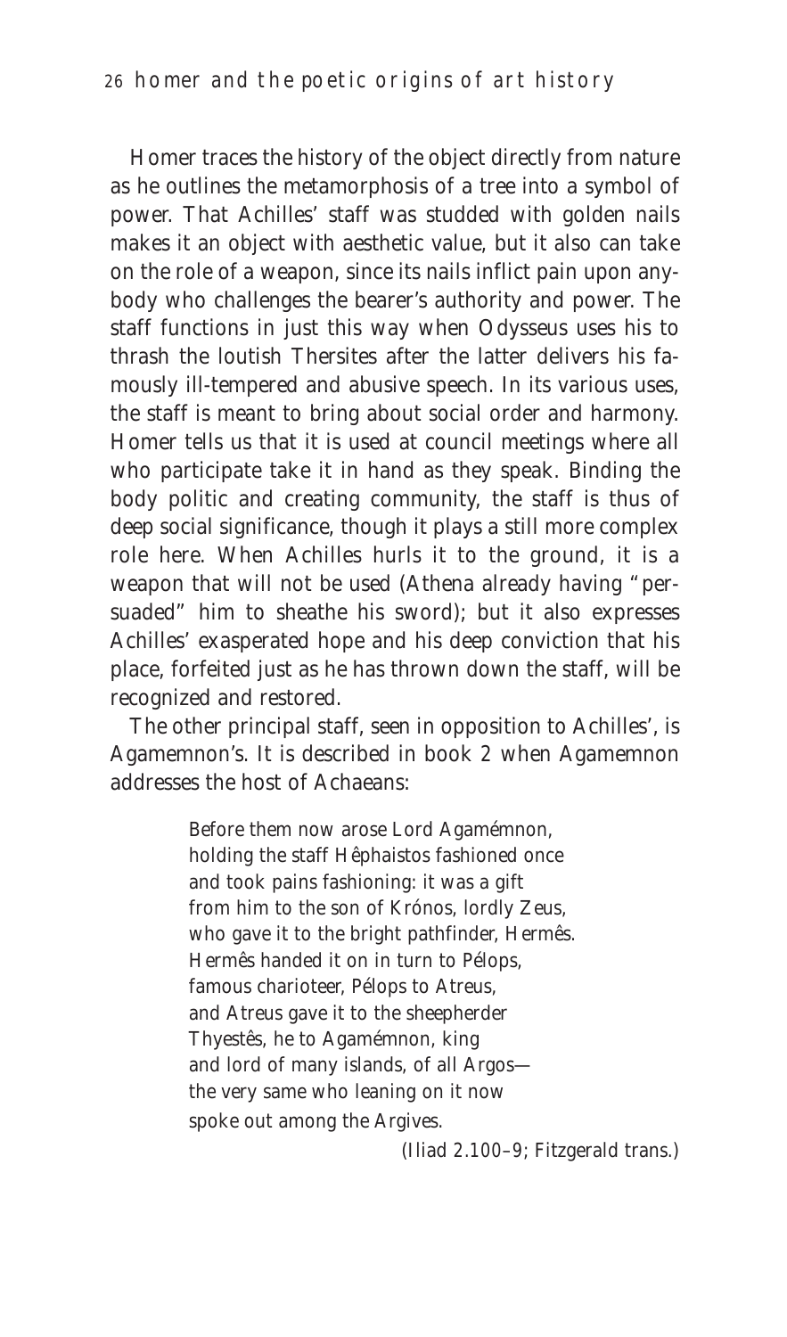Homer traces the history of the object directly from nature as he outlines the metamorphosis of a tree into a symbol of power. That Achilles' staff was studded with golden nails makes it an object with aesthetic value, but it also can take on the role of a weapon, since its nails inflict pain upon anybody who challenges the bearer's authority and power. The staff functions in just this way when Odysseus uses his to thrash the loutish Thersites after the latter delivers his famously ill-tempered and abusive speech. In its various uses, the staff is meant to bring about social order and harmony. Homer tells us that it is used at council meetings where all who participate take it in hand as they speak. Binding the body politic and creating community, the staff is thus of deep social significance, though it plays a still more complex role here. When Achilles hurls it to the ground, it is a weapon that will not be used (Athena already having "persuaded" him to sheathe his sword); but it also expresses Achilles' exasperated hope and his deep conviction that his place, forfeited just as he has thrown down the staff, will be recognized and restored.

The other principal staff, seen in opposition to Achilles', is Agamemnon's. It is described in book 2 when Agamemnon addresses the host of Achaeans:

> Before them now arose Lord Agamémnon,
> holding the staff Hêphaistos fashioned once
> and took pains fashioning: it was a gift
> from him to the son of Krónos, lordly Zeus,
> who gave it to the bright pathfinder, Hermês.
> Hermês handed it on in turn to Pélops,
> famous charioteer, Pélops to Atreus,
> and Atreus gave it to the sheepherder
> Thyestês, he to Agamémnon, king
> and lord of many islands, of all Argos—
> the very same who leaning on it now
> spoke out among the Argives.
>
> (*Iliad* 2.100–9; Fitzgerald trans.)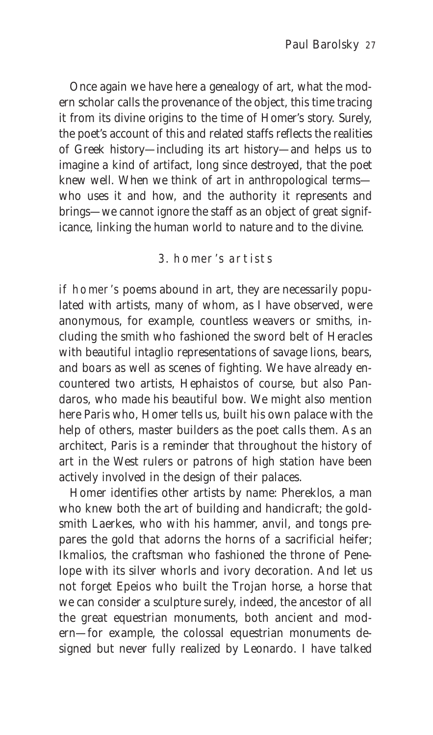Once again we have here a genealogy of art, what the modern scholar calls the provenance of the object, this time tracing it from its divine origins to the time of Homer's story. Surely, the poet's account of this and related staffs reflects the realities of Greek history—including its art history—and helps us to imagine a kind of artifact, long since destroyed, that the poet knew well. When we think of art in anthropological terms—who uses it and how, and the authority it represents and brings—we cannot ignore the staff as an object of great significance, linking the human world to nature and to the divine.

## 3. homer's artists

if homer's poems abound in art, they are necessarily populated with artists, many of whom, as I have observed, were anonymous, for example, countless weavers or smiths, including the smith who fashioned the sword belt of Heracles with beautiful intaglio representations of savage lions, bears, and boars as well as scenes of fighting. We have already encountered two artists, Hephaistos of course, but also Pandaros, who made his beautiful bow. We might also mention here Paris who, Homer tells us, built his own palace with the help of others, master builders as the poet calls them. As an architect, Paris is a reminder that throughout the history of art in the West rulers or patrons of high station have been actively involved in the design of their palaces.

Homer identifies other artists by name: Phereklos, a man who knew both the art of building and handicraft; the goldsmith Laerkes, who with his hammer, anvil, and tongs prepares the gold that adorns the horns of a sacrificial heifer; Ikmalios, the craftsman who fashioned the throne of Penelope with its silver whorls and ivory decoration. And let us not forget Epeios who built the Trojan horse, a horse that we can consider a sculpture surely, indeed, the ancestor of all the great equestrian monuments, both ancient and modern—for example, the colossal equestrian monuments designed but never fully realized by Leonardo. I have talked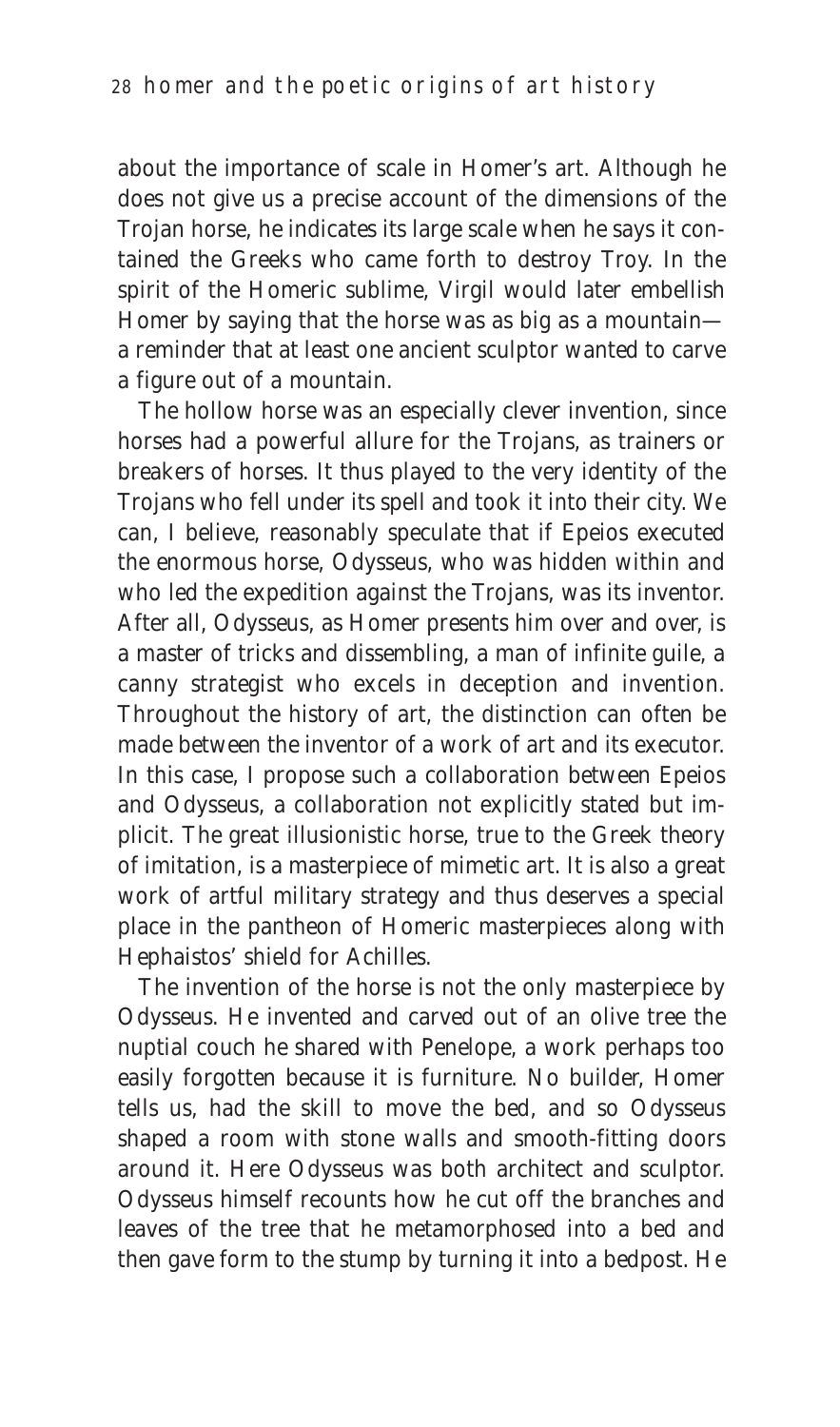about the importance of scale in Homer's art. Although he does not give us a precise account of the dimensions of the Trojan horse, he indicates its large scale when he says it contained the Greeks who came forth to destroy Troy. In the spirit of the Homeric sublime, Virgil would later embellish Homer by saying that the horse was as big as a mountain—a reminder that at least one ancient sculptor wanted to carve a figure out of a mountain.

The hollow horse was an especially clever invention, since horses had a powerful allure for the Trojans, as trainers or breakers of horses. It thus played to the very identity of the Trojans who fell under its spell and took it into their city. We can, I believe, reasonably speculate that if Epeios executed the enormous horse, Odysseus, who was hidden within and who led the expedition against the Trojans, was its inventor. After all, Odysseus, as Homer presents him over and over, is a master of tricks and dissembling, a man of infinite guile, a canny strategist who excels in deception and invention. Throughout the history of art, the distinction can often be made between the inventor of a work of art and its executor. In this case, I propose such a collaboration between Epeios and Odysseus, a collaboration not explicitly stated but implicit. The great illusionistic horse, true to the Greek theory of imitation, is a masterpiece of mimetic art. It is also a great work of artful military strategy and thus deserves a special place in the pantheon of Homeric masterpieces along with Hephaistos' shield for Achilles.

The invention of the horse is not the only masterpiece by Odysseus. He invented and carved out of an olive tree the nuptial couch he shared with Penelope, a work perhaps too easily forgotten because it is furniture. No builder, Homer tells us, had the skill to move the bed, and so Odysseus shaped a room with stone walls and smooth-fitting doors around it. Here Odysseus was both architect and sculptor. Odysseus himself recounts how he cut off the branches and leaves of the tree that he metamorphosed into a bed and then gave form to the stump by turning it into a bedpost. He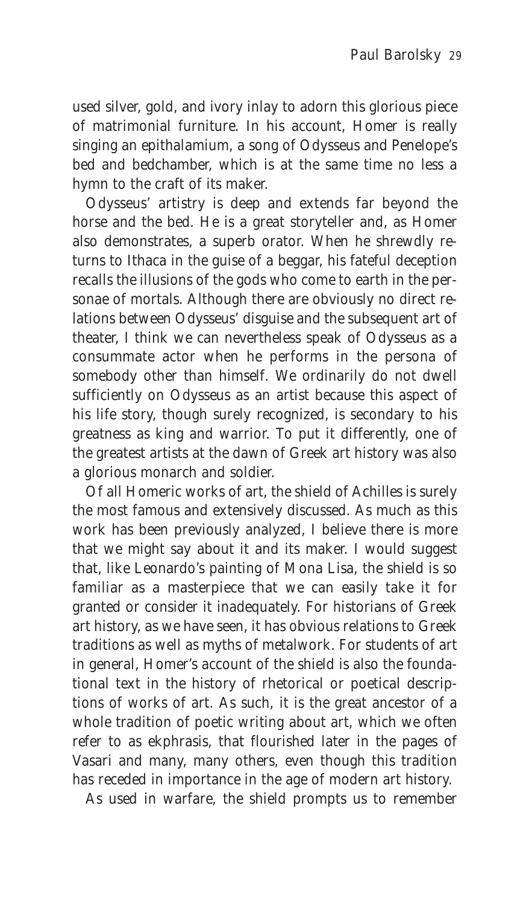used silver, gold, and ivory inlay to adorn this glorious piece of matrimonial furniture. In his account, Homer is really singing an epithalamium, a song of Odysseus and Penelope's bed and bedchamber, which is at the same time no less a hymn to the craft of its maker.

Odysseus' artistry is deep and extends far beyond the horse and the bed. He is a great storyteller and, as Homer also demonstrates, a superb orator. When he shrewdly returns to Ithaca in the guise of a beggar, his fateful deception recalls the illusions of the gods who come to earth in the personae of mortals. Although there are obviously no direct relations between Odysseus' disguise and the subsequent art of theater, I think we can nevertheless speak of Odysseus as a consummate actor when he performs in the persona of somebody other than himself. We ordinarily do not dwell sufficiently on Odysseus as an artist because this aspect of his life story, though surely recognized, is secondary to his greatness as king and warrior. To put it differently, one of the greatest artists at the dawn of Greek art history was also a glorious monarch and soldier.

Of all Homeric works of art, the shield of Achilles is surely the most famous and extensively discussed. As much as this work has been previously analyzed, I believe there is more that we might say about it and its maker. I would suggest that, like Leonardo's painting of Mona Lisa, the shield is so familiar as a masterpiece that we can easily take it for granted or consider it inadequately. For historians of Greek art history, as we have seen, it has obvious relations to Greek traditions as well as myths of metalwork. For students of art in general, Homer's account of the shield is also the foundational text in the history of rhetorical or poetical descriptions of works of art. As such, it is the great ancestor of a whole tradition of poetic writing about art, which we often refer to as ekphrasis, that flourished later in the pages of Vasari and many, many others, even though this tradition has receded in importance in the age of modern art history.

As used in warfare, the shield prompts us to remember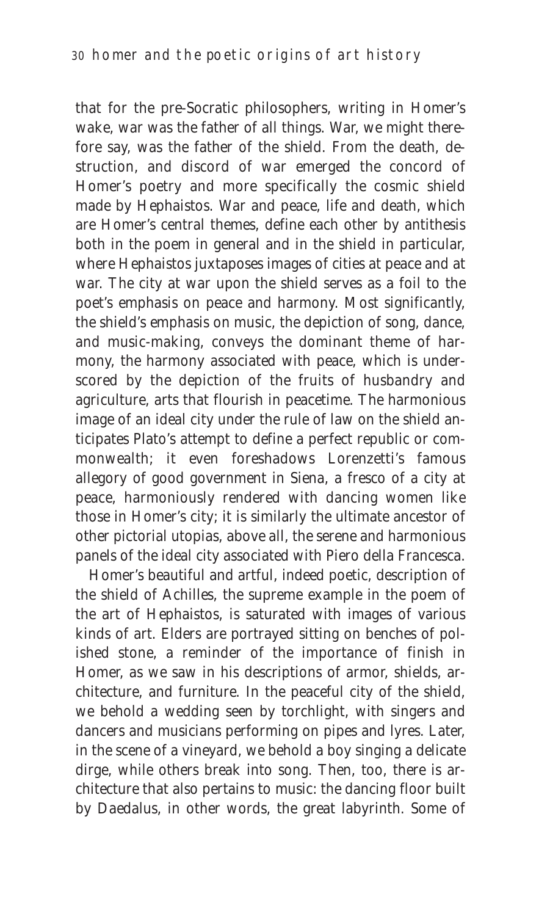that for the pre-Socratic philosophers, writing in Homer's wake, war was the father of all things. War, we might therefore say, was the father of the shield. From the death, destruction, and discord of war emerged the concord of Homer's poetry and more specifically the cosmic shield made by Hephaistos. War and peace, life and death, which are Homer's central themes, define each other by antithesis both in the poem in general and in the shield in particular, where Hephaistos juxtaposes images of cities at peace and at war. The city at war upon the shield serves as a foil to the poet's emphasis on peace and harmony. Most significantly, the shield's emphasis on music, the depiction of song, dance, and music-making, conveys the dominant theme of harmony, the harmony associated with peace, which is underscored by the depiction of the fruits of husbandry and agriculture, arts that flourish in peacetime. The harmonious image of an ideal city under the rule of law on the shield anticipates Plato's attempt to define a perfect republic or commonwealth; it even foreshadows Lorenzetti's famous allegory of good government in Siena, a fresco of a city at peace, harmoniously rendered with dancing women like those in Homer's city; it is similarly the ultimate ancestor of other pictorial utopias, above all, the serene and harmonious panels of the ideal city associated with Piero della Francesca.

Homer's beautiful and artful, indeed poetic, description of the shield of Achilles, the supreme example in the poem of the art of Hephaistos, is saturated with images of various kinds of art. Elders are portrayed sitting on benches of polished stone, a reminder of the importance of finish in Homer, as we saw in his descriptions of armor, shields, architecture, and furniture. In the peaceful city of the shield, we behold a wedding seen by torchlight, with singers and dancers and musicians performing on pipes and lyres. Later, in the scene of a vineyard, we behold a boy singing a delicate dirge, while others break into song. Then, too, there is architecture that also pertains to music: the dancing floor built by Daedalus, in other words, the great labyrinth. Some of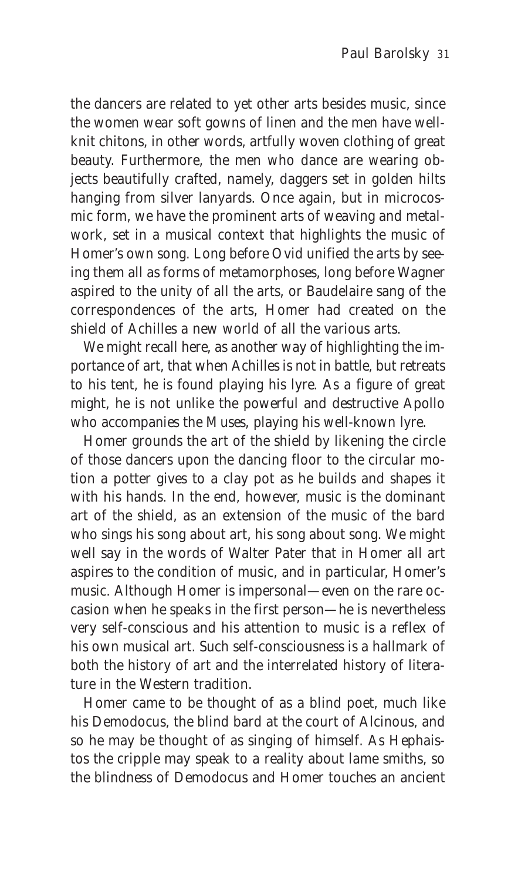the dancers are related to yet other arts besides music, since the women wear soft gowns of linen and the men have well-knit chitons, in other words, artfully woven clothing of great beauty. Furthermore, the men who dance are wearing objects beautifully crafted, namely, daggers set in golden hilts hanging from silver lanyards. Once again, but in microcosmic form, we have the prominent arts of weaving and metalwork, set in a musical context that highlights the music of Homer's own song. Long before Ovid unified the arts by seeing them all as forms of metamorphoses, long before Wagner aspired to the unity of all the arts, or Baudelaire sang of the correspondences of the arts, Homer had created on the shield of Achilles a new world of all the various arts.

We might recall here, as another way of highlighting the importance of art, that when Achilles is not in battle, but retreats to his tent, he is found playing his lyre. As a figure of great might, he is not unlike the powerful and destructive Apollo who accompanies the Muses, playing his well-known lyre.

Homer grounds the art of the shield by likening the circle of those dancers upon the dancing floor to the circular motion a potter gives to a clay pot as he builds and shapes it with his hands. In the end, however, music is the dominant art of the shield, as an extension of the music of the bard who sings his song about art, his song about song. We might well say in the words of Walter Pater that in Homer all art aspires to the condition of music, and in particular, Homer's music. Although Homer is impersonal—even on the rare occasion when he speaks in the first person—he is nevertheless very self-conscious and his attention to music is a reflex of his own musical art. Such self-consciousness is a hallmark of both the history of art and the interrelated history of literature in the Western tradition.

Homer came to be thought of as a blind poet, much like his Demodocus, the blind bard at the court of Alcinous, and so he may be thought of as singing of himself. As Hephaistos the cripple may speak to a reality about lame smiths, so the blindness of Demodocus and Homer touches an ancient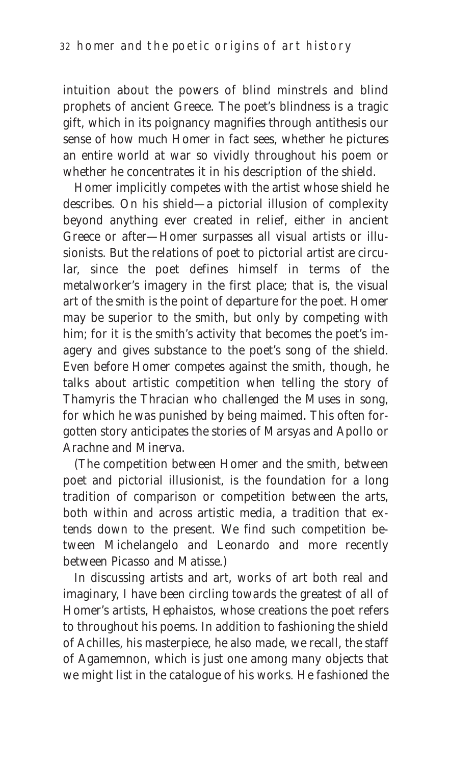intuition about the powers of blind minstrels and blind prophets of ancient Greece. The poet's blindness is a tragic gift, which in its poignancy magnifies through antithesis our sense of how much Homer in fact sees, whether he pictures an entire world at war so vividly throughout his poem or whether he concentrates it in his description of the shield.

Homer implicitly competes with the artist whose shield he describes. On his shield—a pictorial illusion of complexity beyond anything ever created in relief, either in ancient Greece or after—Homer surpasses all visual artists or illusionists. But the relations of poet to pictorial artist are circular, since the poet defines himself in terms of the metalworker's imagery in the first place; that is, the visual art of the smith is the point of departure for the poet. Homer may be superior to the smith, but only by competing with him; for it is the smith's activity that becomes the poet's imagery and gives substance to the poet's song of the shield. Even before Homer competes against the smith, though, he talks about artistic competition when telling the story of Thamyris the Thracian who challenged the Muses in song, for which he was punished by being maimed. This often forgotten story anticipates the stories of Marsyas and Apollo or Arachne and Minerva.

(The competition between Homer and the smith, between poet and pictorial illusionist, is the foundation for a long tradition of comparison or competition between the arts, both within and across artistic media, a tradition that extends down to the present. We find such competition between Michelangelo and Leonardo and more recently between Picasso and Matisse.)

In discussing artists and art, works of art both real and imaginary, I have been circling towards the greatest of all of Homer's artists, Hephaistos, whose creations the poet refers to throughout his poems. In addition to fashioning the shield of Achilles, his masterpiece, he also made, we recall, the staff of Agamemnon, which is just one among many objects that we might list in the catalogue of his works. He fashioned the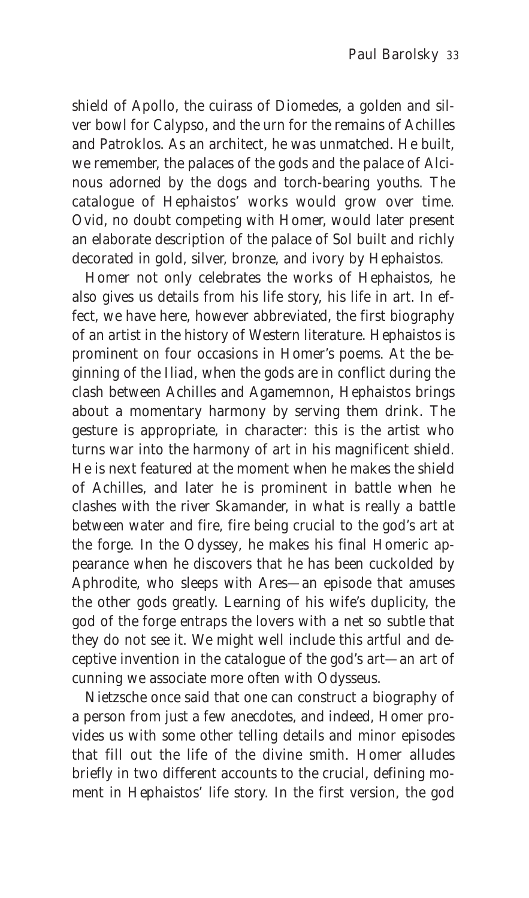shield of Apollo, the cuirass of Diomedes, a golden and silver bowl for Calypso, and the urn for the remains of Achilles and Patroklos. As an architect, he was unmatched. He built, we remember, the palaces of the gods and the palace of Alcinous adorned by the dogs and torch-bearing youths. The catalogue of Hephaistos' works would grow over time. Ovid, no doubt competing with Homer, would later present an elaborate description of the palace of Sol built and richly decorated in gold, silver, bronze, and ivory by Hephaistos.

Homer not only celebrates the works of Hephaistos, he also gives us details from his life story, his life in art. In effect, we have here, however abbreviated, the first biography of an artist in the history of Western literature. Hephaistos is prominent on four occasions in Homer's poems. At the beginning of the Iliad, when the gods are in conflict during the clash between Achilles and Agamemnon, Hephaistos brings about a momentary harmony by serving them drink. The gesture is appropriate, in character: this is the artist who turns war into the harmony of art in his magnificent shield. He is next featured at the moment when he makes the shield of Achilles, and later he is prominent in battle when he clashes with the river Skamander, in what is really a battle between water and fire, fire being crucial to the god's art at the forge. In the Odyssey, he makes his final Homeric appearance when he discovers that he has been cuckolded by Aphrodite, who sleeps with Ares—an episode that amuses the other gods greatly. Learning of his wife's duplicity, the god of the forge entraps the lovers with a net so subtle that they do not see it. We might well include this artful and deceptive invention in the catalogue of the god's art—an art of cunning we associate more often with Odysseus.

Nietzsche once said that one can construct a biography of a person from just a few anecdotes, and indeed, Homer provides us with some other telling details and minor episodes that fill out the life of the divine smith. Homer alludes briefly in two different accounts to the crucial, defining moment in Hephaistos' life story. In the first version, the god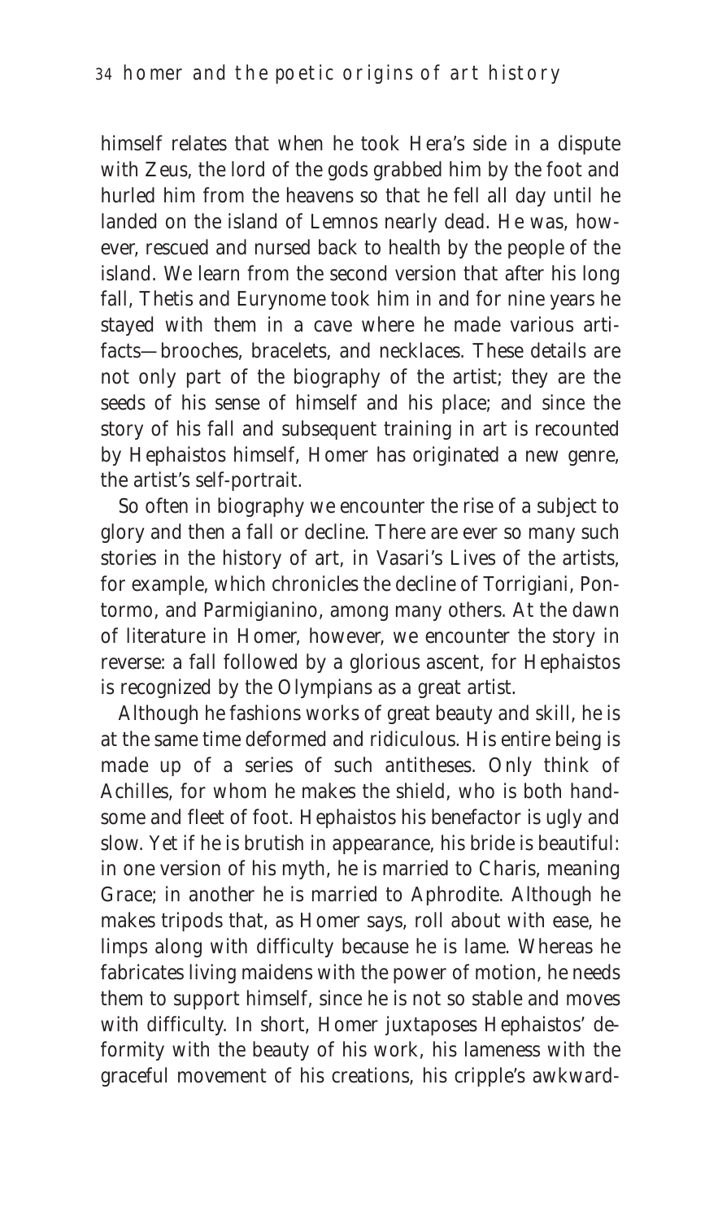himself relates that when he took Hera's side in a dispute with Zeus, the lord of the gods grabbed him by the foot and hurled him from the heavens so that he fell all day until he landed on the island of Lemnos nearly dead. He was, however, rescued and nursed back to health by the people of the island. We learn from the second version that after his long fall, Thetis and Eurynome took him in and for nine years he stayed with them in a cave where he made various artifacts—brooches, bracelets, and necklaces. These details are not only part of the biography of the artist; they are the seeds of his sense of himself and his place; and since the story of his fall and subsequent training in art is recounted by Hephaistos himself, Homer has originated a new genre, the artist's self-portrait.

So often in biography we encounter the rise of a subject to glory and then a fall or decline. There are ever so many such stories in the history of art, in Vasari's Lives of the artists, for example, which chronicles the decline of Torrigiani, Pontormo, and Parmigianino, among many others. At the dawn of literature in Homer, however, we encounter the story in reverse: a fall followed by a glorious ascent, for Hephaistos is recognized by the Olympians as a great artist.

Although he fashions works of great beauty and skill, he is at the same time deformed and ridiculous. His entire being is made up of a series of such antitheses. Only think of Achilles, for whom he makes the shield, who is both handsome and fleet of foot. Hephaistos his benefactor is ugly and slow. Yet if he is brutish in appearance, his bride is beautiful: in one version of his myth, he is married to Charis, meaning Grace; in another he is married to Aphrodite. Although he makes tripods that, as Homer says, roll about with ease, he limps along with difficulty because he is lame. Whereas he fabricates living maidens with the power of motion, he needs them to support himself, since he is not so stable and moves with difficulty. In short, Homer juxtaposes Hephaistos' deformity with the beauty of his work, his lameness with the graceful movement of his creations, his cripple's awkward-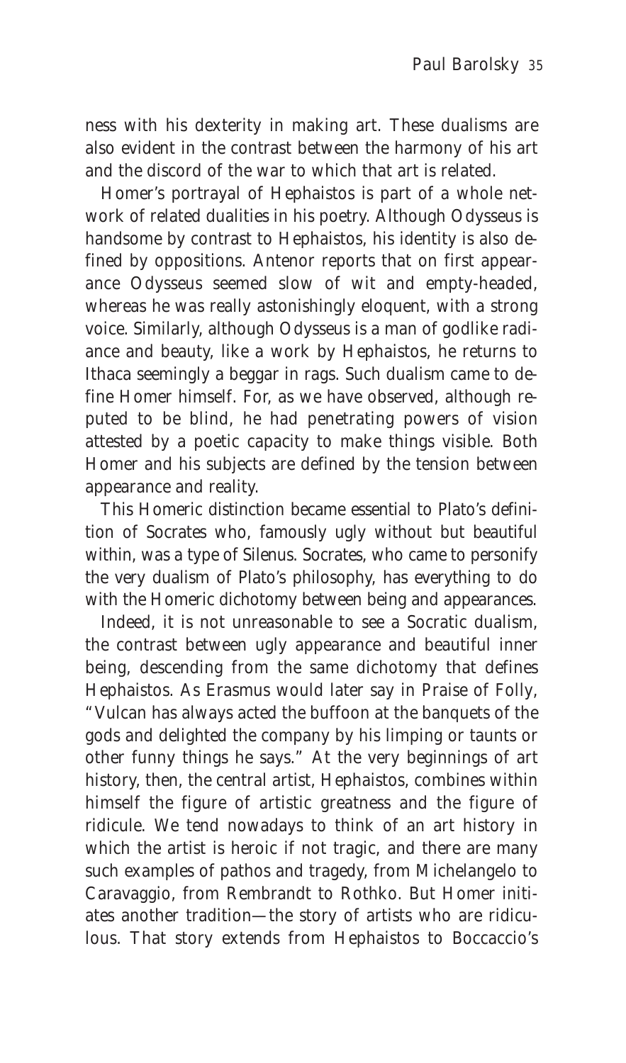ness with his dexterity in making art. These dualisms are also evident in the contrast between the harmony of his art and the discord of the war to which that art is related.

Homer's portrayal of Hephaistos is part of a whole network of related dualities in his poetry. Although Odysseus is handsome by contrast to Hephaistos, his identity is also defined by oppositions. Antenor reports that on first appearance Odysseus seemed slow of wit and empty-headed, whereas he was really astonishingly eloquent, with a strong voice. Similarly, although Odysseus is a man of godlike radiance and beauty, like a work by Hephaistos, he returns to Ithaca seemingly a beggar in rags. Such dualism came to define Homer himself. For, as we have observed, although reputed to be blind, he had penetrating powers of vision attested by a poetic capacity to make things visible. Both Homer and his subjects are defined by the tension between appearance and reality.

This Homeric distinction became essential to Plato's definition of Socrates who, famously ugly without but beautiful within, was a type of Silenus. Socrates, who came to personify the very dualism of Plato's philosophy, has everything to do with the Homeric dichotomy between being and appearances.

Indeed, it is not unreasonable to see a Socratic dualism, the contrast between ugly appearance and beautiful inner being, descending from the same dichotomy that defines Hephaistos. As Erasmus would later say in Praise of Folly, "Vulcan has always acted the buffoon at the banquets of the gods and delighted the company by his limping or taunts or other funny things he says." At the very beginnings of art history, then, the central artist, Hephaistos, combines within himself the figure of artistic greatness and the figure of ridicule. We tend nowadays to think of an art history in which the artist is heroic if not tragic, and there are many such examples of pathos and tragedy, from Michelangelo to Caravaggio, from Rembrandt to Rothko. But Homer initiates another tradition—the story of artists who are ridiculous. That story extends from Hephaistos to Boccaccio's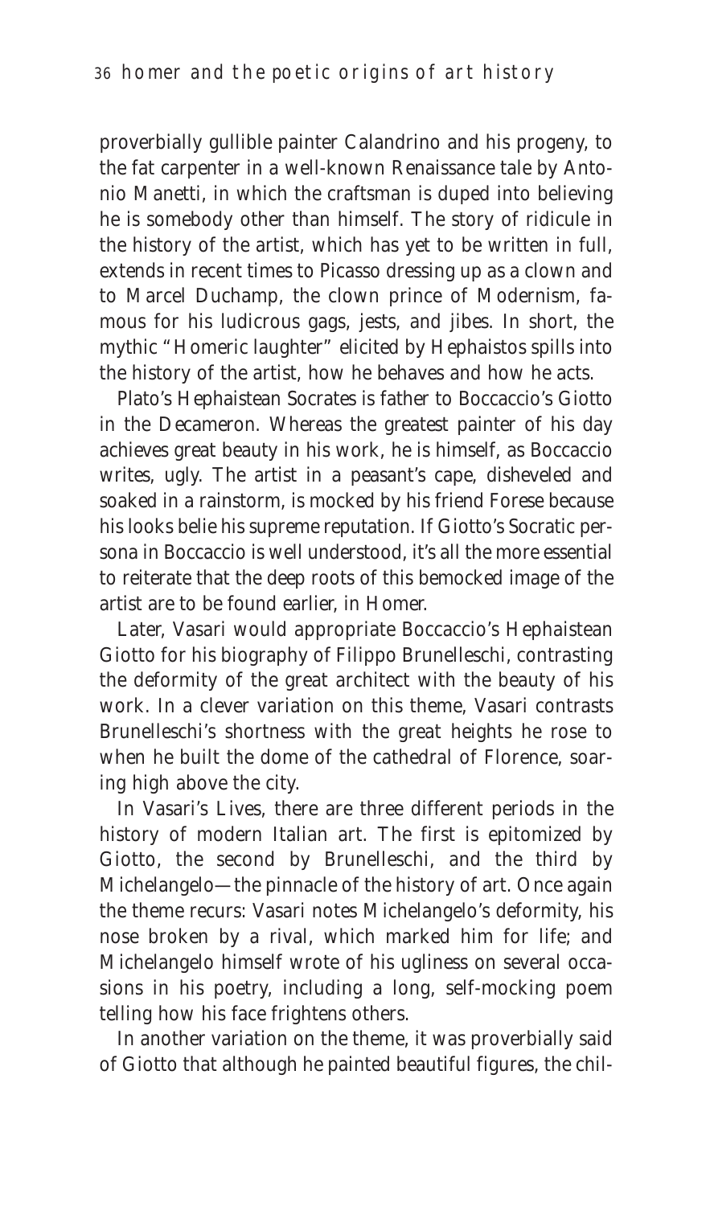proverbially gullible painter Calandrino and his progeny, to the fat carpenter in a well-known Renaissance tale by Antonio Manetti, in which the craftsman is duped into believing he is somebody other than himself. The story of ridicule in the history of the artist, which has yet to be written in full, extends in recent times to Picasso dressing up as a clown and to Marcel Duchamp, the clown prince of Modernism, famous for his ludicrous gags, jests, and jibes. In short, the mythic "Homeric laughter" elicited by Hephaistos spills into the history of the artist, how he behaves and how he acts.

Plato's Hephaistean Socrates is father to Boccaccio's Giotto in the *Decameron*. Whereas the greatest painter of his day achieves great beauty in his work, he is himself, as Boccaccio writes, ugly. The artist in a peasant's cape, disheveled and soaked in a rainstorm, is mocked by his friend Forese because his looks belie his supreme reputation. If Giotto's Socratic persona in Boccaccio is well understood, it's all the more essential to reiterate that the deep roots of this bemocked image of the artist are to be found earlier, in Homer.

Later, Vasari would appropriate Boccaccio's Hephaistean Giotto for his biography of Filippo Brunelleschi, contrasting the deformity of the great architect with the beauty of his work. In a clever variation on this theme, Vasari contrasts Brunelleschi's shortness with the great heights he rose to when he built the dome of the cathedral of Florence, soaring high above the city.

In Vasari's *Lives*, there are three different periods in the history of modern Italian art. The first is epitomized by Giotto, the second by Brunelleschi, and the third by Michelangelo—the pinnacle of the history of art. Once again the theme recurs: Vasari notes Michelangelo's deformity, his nose broken by a rival, which marked him for life; and Michelangelo himself wrote of his ugliness on several occasions in his poetry, including a long, self-mocking poem telling how his face frightens others.

In another variation on the theme, it was proverbially said of Giotto that although he painted beautiful figures, the chil-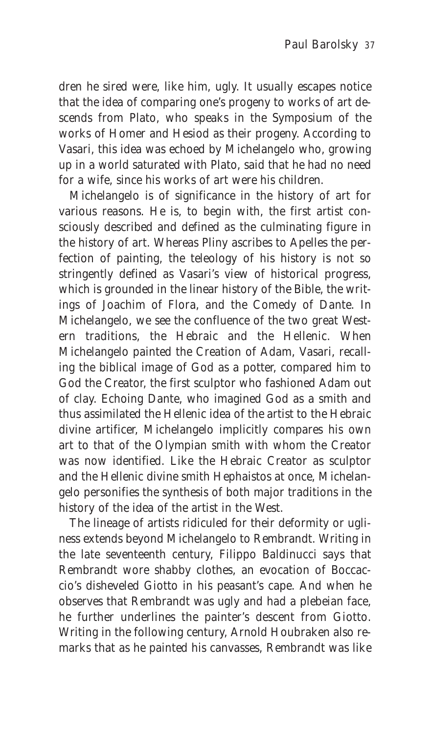dren he sired were, like him, ugly. It usually escapes notice that the idea of comparing one's progeny to works of art descends from Plato, who speaks in the Symposium of the works of Homer and Hesiod as their progeny. According to Vasari, this idea was echoed by Michelangelo who, growing up in a world saturated with Plato, said that he had no need for a wife, since his works of art were his children.

Michelangelo is of significance in the history of art for various reasons. He is, to begin with, the first artist consciously described and defined as the culminating figure in the history of art. Whereas Pliny ascribes to Apelles the perfection of painting, the teleology of his history is not so stringently defined as Vasari's view of historical progress, which is grounded in the linear history of the Bible, the writings of Joachim of Flora, and the Comedy of Dante. In Michelangelo, we see the confluence of the two great Western traditions, the Hebraic and the Hellenic. When Michelangelo painted the Creation of Adam, Vasari, recalling the biblical image of God as a potter, compared him to God the Creator, the first sculptor who fashioned Adam out of clay. Echoing Dante, who imagined God as a smith and thus assimilated the Hellenic idea of the artist to the Hebraic divine artificer, Michelangelo implicitly compares his own art to that of the Olympian smith with whom the Creator was now identified. Like the Hebraic Creator as sculptor and the Hellenic divine smith Hephaistos at once, Michelangelo personifies the synthesis of both major traditions in the history of the idea of the artist in the West.

The lineage of artists ridiculed for their deformity or ugliness extends beyond Michelangelo to Rembrandt. Writing in the late seventeenth century, Filippo Baldinucci says that Rembrandt wore shabby clothes, an evocation of Boccaccio's disheveled Giotto in his peasant's cape. And when he observes that Rembrandt was ugly and had a plebeian face, he further underlines the painter's descent from Giotto. Writing in the following century, Arnold Houbraken also remarks that as he painted his canvasses, Rembrandt was like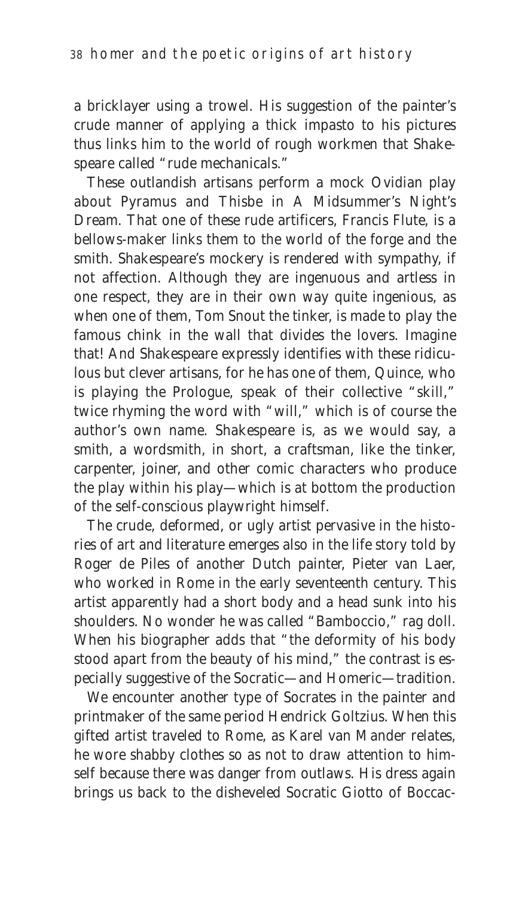a bricklayer using a trowel. His suggestion of the painter's crude manner of applying a thick impasto to his pictures thus links him to the world of rough workmen that Shakespeare called "rude mechanicals."

These outlandish artisans perform a mock Ovidian play about Pyramus and Thisbe in A Midsummer's Night's Dream. That one of these rude artificers, Francis Flute, is a bellows-maker links them to the world of the forge and the smith. Shakespeare's mockery is rendered with sympathy, if not affection. Although they are ingenuous and artless in one respect, they are in their own way quite ingenious, as when one of them, Tom Snout the tinker, is made to play the famous chink in the wall that divides the lovers. Imagine that! And Shakespeare expressly identifies with these ridiculous but clever artisans, for he has one of them, Quince, who is playing the Prologue, speak of their collective "skill," twice rhyming the word with "will," which is of course the author's own name. Shakespeare is, as we would say, a smith, a wordsmith, in short, a craftsman, like the tinker, carpenter, joiner, and other comic characters who produce the play within his play—which is at bottom the production of the self-conscious playwright himself.

The crude, deformed, or ugly artist pervasive in the histories of art and literature emerges also in the life story told by Roger de Piles of another Dutch painter, Pieter van Laer, who worked in Rome in the early seventeenth century. This artist apparently had a short body and a head sunk into his shoulders. No wonder he was called "Bamboccio," rag doll. When his biographer adds that "the deformity of his body stood apart from the beauty of his mind," the contrast is especially suggestive of the Socratic—and Homeric—tradition.

We encounter another type of Socrates in the painter and printmaker of the same period Hendrick Goltzius. When this gifted artist traveled to Rome, as Karel van Mander relates, he wore shabby clothes so as not to draw attention to himself because there was danger from outlaws. His dress again brings us back to the disheveled Socratic Giotto of Boccac-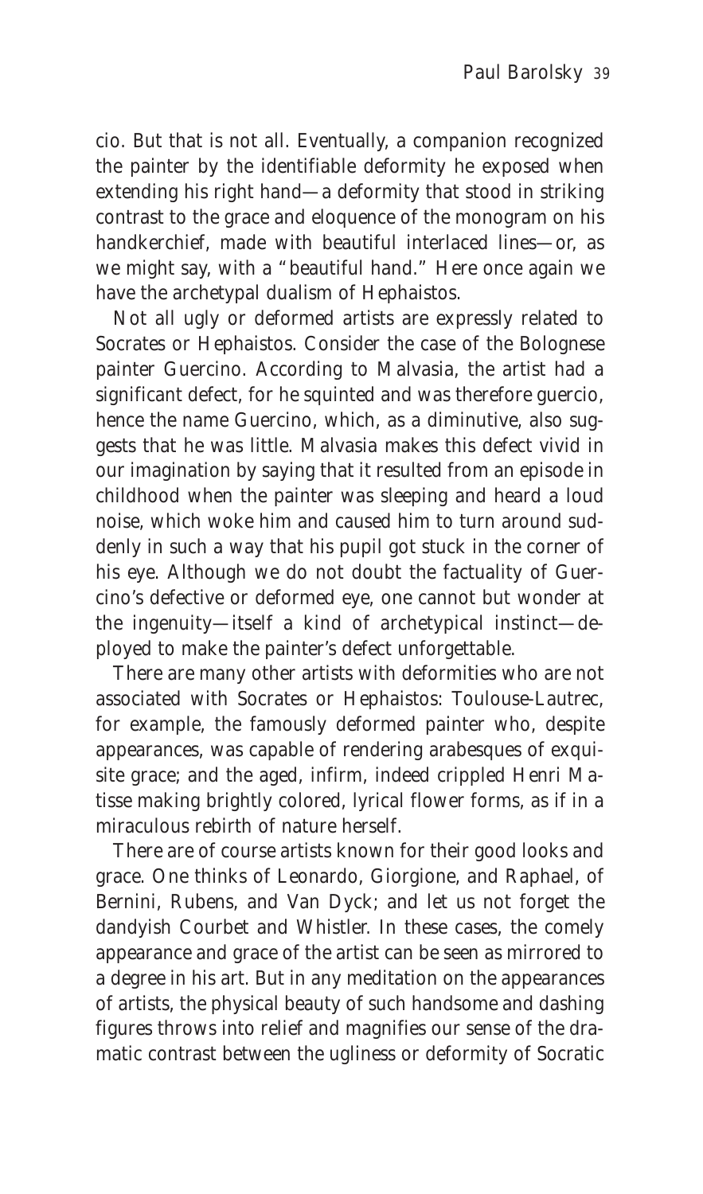cio. But that is not all. Eventually, a companion recognized the painter by the identifiable deformity he exposed when extending his right hand—a deformity that stood in striking contrast to the grace and eloquence of the monogram on his handkerchief, made with beautiful interlaced lines—or, as we might say, with a "beautiful hand." Here once again we have the archetypal dualism of Hephaistos.

Not all ugly or deformed artists are expressly related to Socrates or Hephaistos. Consider the case of the Bolognese painter Guercino. According to Malvasia, the artist had a significant defect, for he squinted and was therefore *guercio*, hence the name Guercino, which, as a diminutive, also suggests that he was little. Malvasia makes this defect vivid in our imagination by saying that it resulted from an episode in childhood when the painter was sleeping and heard a loud noise, which woke him and caused him to turn around suddenly in such a way that his pupil got stuck in the corner of his eye. Although we do not doubt the factuality of Guercino's defective or deformed eye, one cannot but wonder at the ingenuity—itself a kind of archetypical instinct—deployed to make the painter's defect unforgettable.

There are many other artists with deformities who are not associated with Socrates or Hephaistos: Toulouse-Lautrec, for example, the famously deformed painter who, despite appearances, was capable of rendering arabesques of exquisite grace; and the aged, infirm, indeed crippled Henri Matisse making brightly colored, lyrical flower forms, as if in a miraculous rebirth of nature herself.

There are of course artists known for their good looks and grace. One thinks of Leonardo, Giorgione, and Raphael, of Bernini, Rubens, and Van Dyck; and let us not forget the dandyish Courbet and Whistler. In these cases, the comely appearance and grace of the artist can be seen as mirrored to a degree in his art. But in any meditation on the appearances of artists, the physical beauty of such handsome and dashing figures throws into relief and magnifies our sense of the dramatic contrast between the ugliness or deformity of Socratic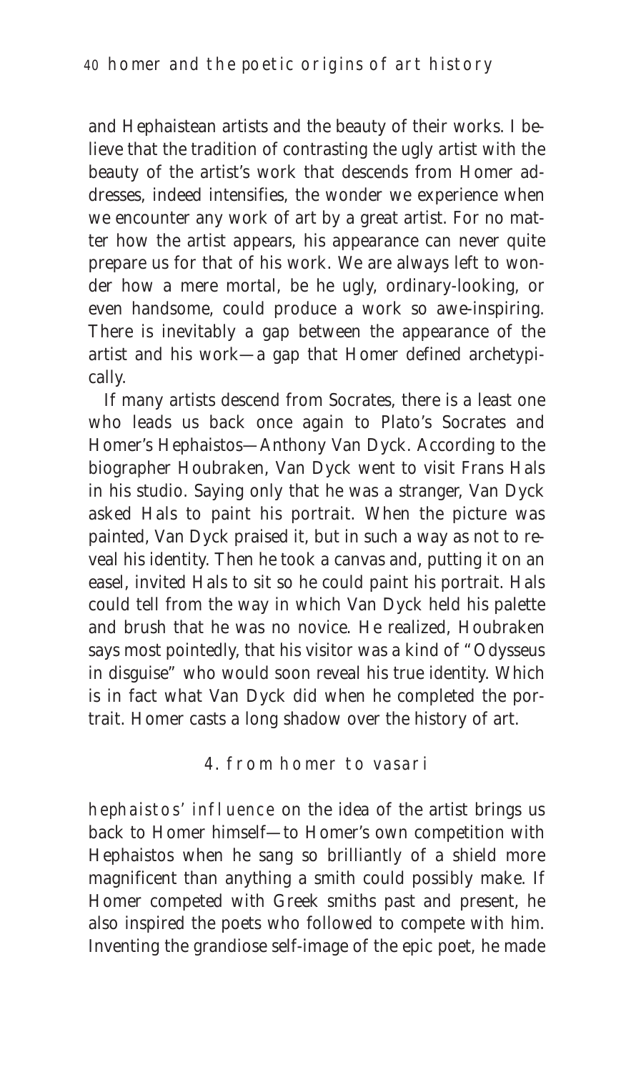and Hephaistean artists and the beauty of their works. I believe that the tradition of contrasting the ugly artist with the beauty of the artist's work that descends from Homer addresses, indeed intensifies, the wonder we experience when we encounter any work of art by a great artist. For no matter how the artist appears, his appearance can never quite prepare us for that of his work. We are always left to wonder how a mere mortal, be he ugly, ordinary-looking, or even handsome, could produce a work so awe-inspiring. There is inevitably a gap between the appearance of the artist and his work—a gap that Homer defined archetypically.

If many artists descend from Socrates, there is a least one who leads us back once again to Plato's Socrates and Homer's Hephaistos—Anthony Van Dyck. According to the biographer Houbraken, Van Dyck went to visit Frans Hals in his studio. Saying only that he was a stranger, Van Dyck asked Hals to paint his portrait. When the picture was painted, Van Dyck praised it, but in such a way as not to reveal his identity. Then he took a canvas and, putting it on an easel, invited Hals to sit so he could paint his portrait. Hals could tell from the way in which Van Dyck held his palette and brush that he was no novice. He realized, Houbraken says most pointedly, that his visitor was a kind of "Odysseus in disguise" who would soon reveal his true identity. Which is in fact what Van Dyck did when he completed the portrait. Homer casts a long shadow over the history of art.

## 4. from homer to vasari

*hephaistos' influence* on the idea of the artist brings us back to Homer himself—to Homer's own competition with Hephaistos when he sang so brilliantly of a shield more magnificent than anything a smith could possibly make. If Homer competed with Greek smiths past and present, he also inspired the poets who followed to compete with him. Inventing the grandiose self-image of the epic poet, he made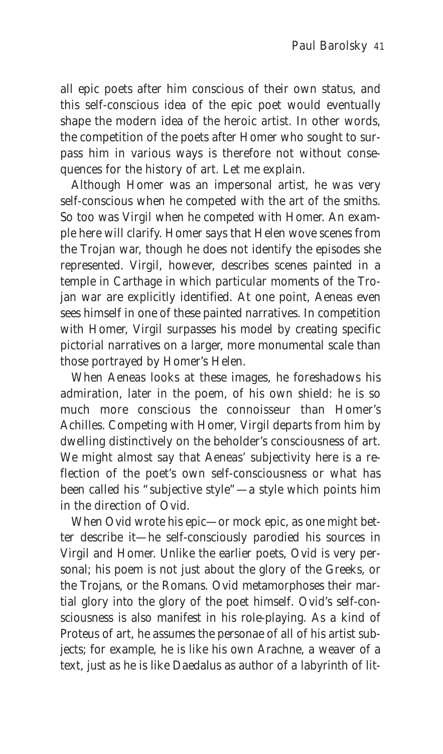all epic poets after him conscious of their own status, and this self-conscious idea of the epic poet would eventually shape the modern idea of the heroic artist. In other words, the competition of the poets after Homer who sought to surpass him in various ways is therefore not without consequences for the history of art. Let me explain.

Although Homer was an impersonal artist, he was very self-conscious when he competed with the art of the smiths. So too was Virgil when he competed with Homer. An example here will clarify. Homer says that Helen wove scenes from the Trojan war, though he does not identify the episodes she represented. Virgil, however, describes scenes painted in a temple in Carthage in which particular moments of the Trojan war are explicitly identified. At one point, Aeneas even sees himself in one of these painted narratives. In competition with Homer, Virgil surpasses his model by creating specific pictorial narratives on a larger, more monumental scale than those portrayed by Homer's Helen.

When Aeneas looks at these images, he foreshadows his admiration, later in the poem, of his own shield: he is so much more conscious the connoisseur than Homer's Achilles. Competing with Homer, Virgil departs from him by dwelling distinctively on the beholder's consciousness of art. We might almost say that Aeneas' subjectivity here is a reflection of the poet's own self-consciousness or what has been called his "subjective style"—a style which points him in the direction of Ovid.

When Ovid wrote his epic—or mock epic, as one might better describe it—he self-consciously parodied his sources in Virgil and Homer. Unlike the earlier poets, Ovid is very personal; his poem is not just about the glory of the Greeks, or the Trojans, or the Romans. Ovid metamorphoses their martial glory into the glory of the poet himself. Ovid's self-consciousness is also manifest in his role-playing. As a kind of Proteus of art, he assumes the personae of all of his artist subjects; for example, he is like his own Arachne, a weaver of a text, just as he is like Daedalus as author of a labyrinth of lit-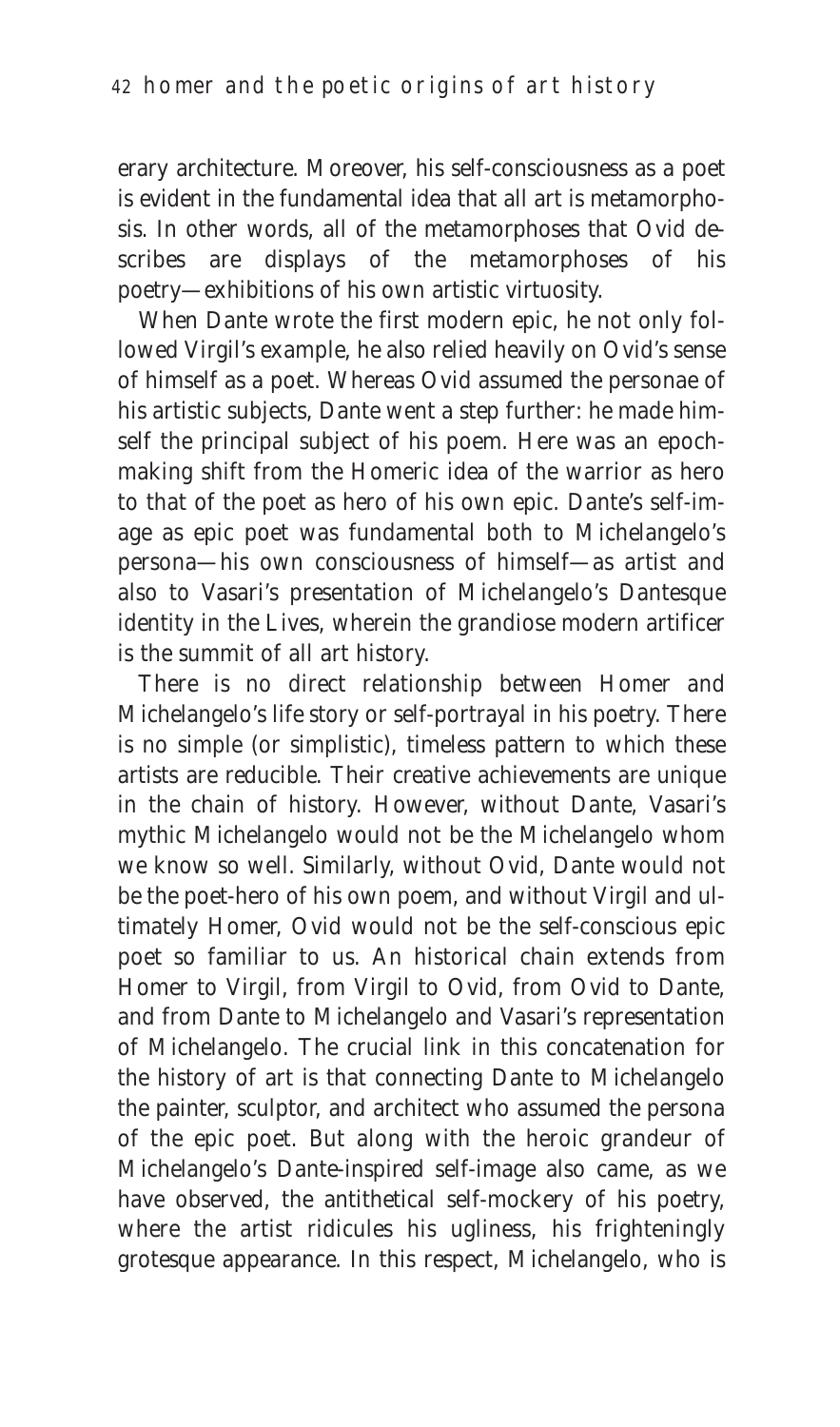erary architecture. Moreover, his self-consciousness as a poet is evident in the fundamental idea that all art is metamorphosis. In other words, all of the metamorphoses that Ovid describes are displays of the metamorphoses of his poetry—exhibitions of his own artistic virtuosity.

When Dante wrote the first modern epic, he not only followed Virgil's example, he also relied heavily on Ovid's sense of himself as a poet. Whereas Ovid assumed the personae of his artistic subjects, Dante went a step further: he made himself the principal subject of his poem. Here was an epoch-making shift from the Homeric idea of the warrior as hero to that of the poet as hero of his own epic. Dante's self-image as epic poet was fundamental both to Michelangelo's persona—his own consciousness of himself—as artist and also to Vasari's presentation of Michelangelo's Dantesque identity in the Lives, wherein the grandiose modern artificer is the summit of all art history.

There is no direct relationship between Homer and Michelangelo's life story or self-portrayal in his poetry. There is no simple (or simplistic), timeless pattern to which these artists are reducible. Their creative achievements are unique in the chain of history. However, without Dante, Vasari's mythic Michelangelo would not be the Michelangelo whom we know so well. Similarly, without Ovid, Dante would not be the poet-hero of his own poem, and without Virgil and ultimately Homer, Ovid would not be the self-conscious epic poet so familiar to us. An historical chain extends from Homer to Virgil, from Virgil to Ovid, from Ovid to Dante, and from Dante to Michelangelo and Vasari's representation of Michelangelo. The crucial link in this concatenation for the history of art is that connecting Dante to Michelangelo the painter, sculptor, and architect who assumed the persona of the epic poet. But along with the heroic grandeur of Michelangelo's Dante-inspired self-image also came, as we have observed, the antithetical self-mockery of his poetry, where the artist ridicules his ugliness, his frighteningly grotesque appearance. In this respect, Michelangelo, who is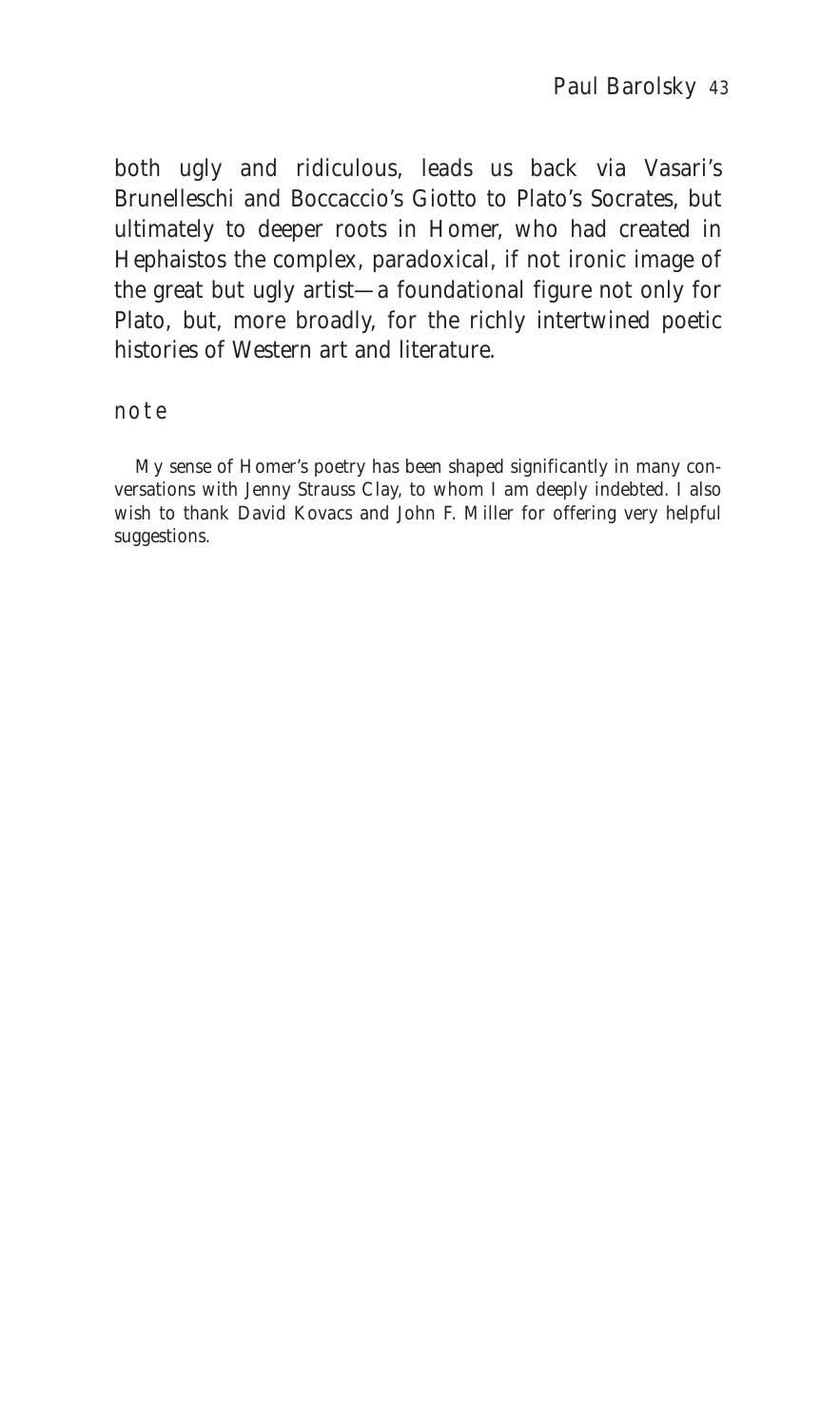both ugly and ridiculous, leads us back via Vasari's Brunelleschi and Boccaccio's Giotto to Plato's Socrates, but ultimately to deeper roots in Homer, who had created in Hephaistos the complex, paradoxical, if not ironic image of the great but ugly artist—a foundational figure not only for Plato, but, more broadly, for the richly intertwined poetic histories of Western art and literature.

## note

My sense of Homer's poetry has been shaped significantly in many conversations with Jenny Strauss Clay, to whom I am deeply indebted. I also wish to thank David Kovacs and John F. Miller for offering very helpful suggestions.